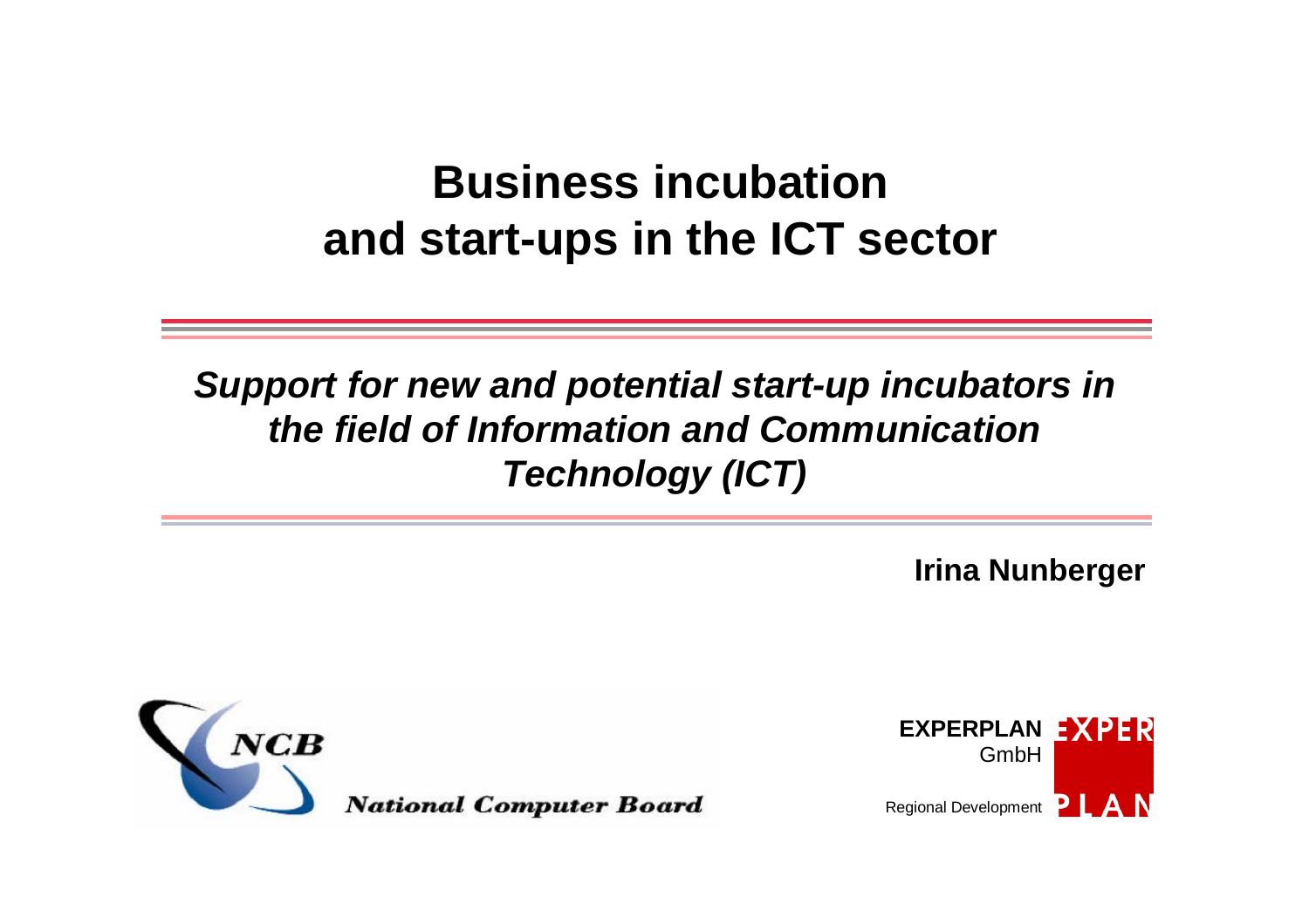# Business incubation and start-ups in the ICT sector

***Support for new and potential start-up incubators in the field of Information and Communication Technology (ICT)***

**Irina Nunberger**

NCB

National Computer Board

**EXPERPLAN** GmbH

Regional Development

EXPER PLAN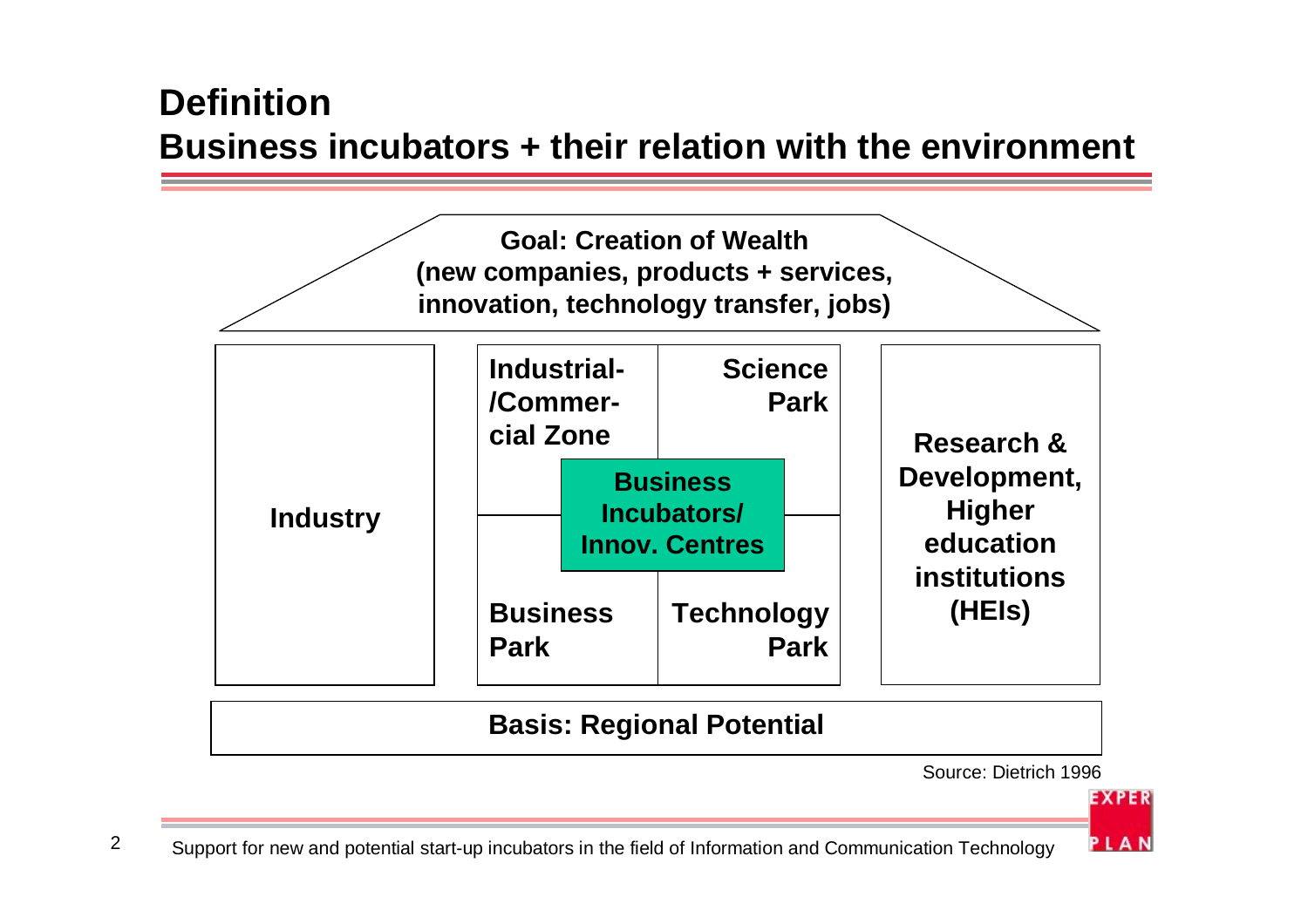# Definition
## Business incubators + their relation with the environment

**Goal: Creation of Wealth**
**(new companies, products + services, innovation, technology transfer, jobs)**

**Industry**

**Industrial-/Commercial Zone**

**Science Park**

**Business Incubators/ Innov. Centres**

**Business Park**

**Technology Park**

**Research & Development, Higher education institutions (HEIs)**

**Basis: Regional Potential**

Source: Dietrich 1996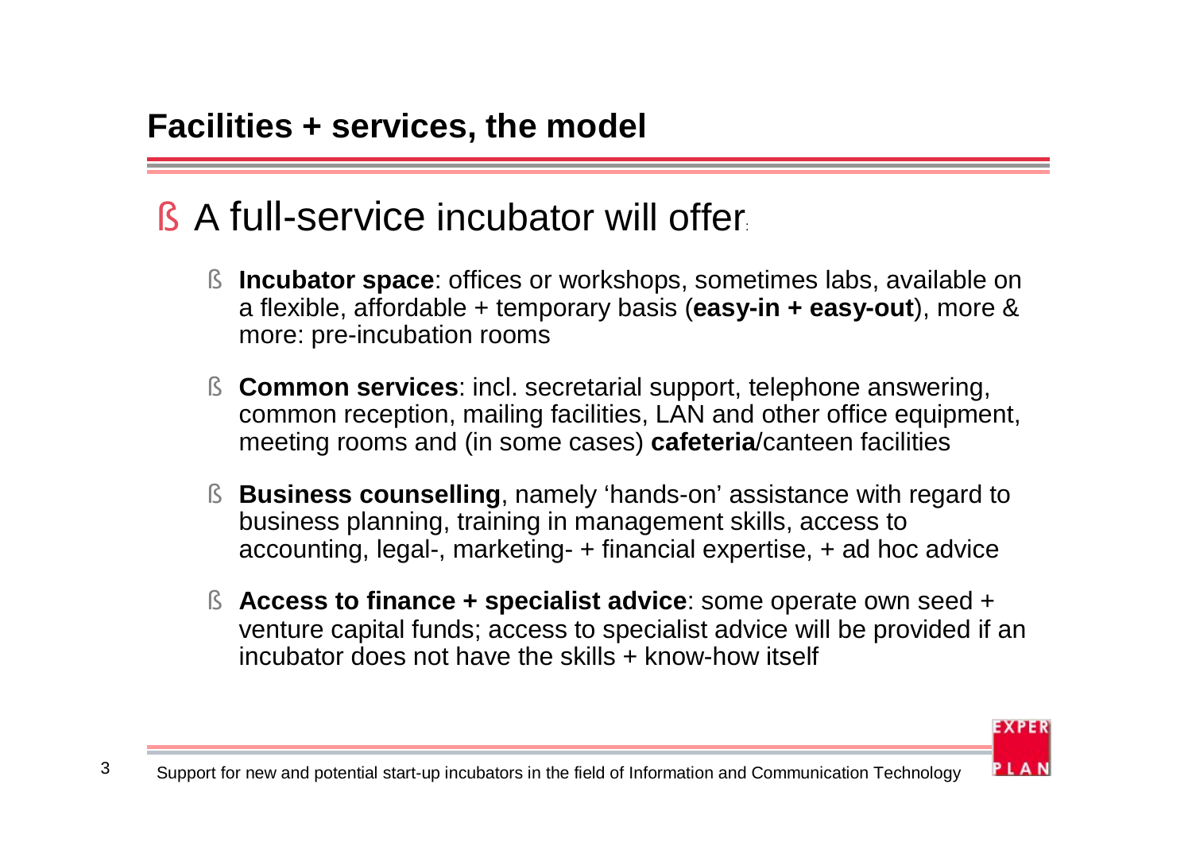## Facilities + services, the model

- A full-service incubator will offer:
  - **Incubator space**: offices or workshops, sometimes labs, available on a flexible, affordable + temporary basis (**easy-in + easy-out**), more & more: pre-incubation rooms
  - **Common services**: incl. secretarial support, telephone answering, common reception, mailing facilities, LAN and other office equipment, meeting rooms and (in some cases) **cafeteria**/canteen facilities
  - **Business counselling**, namely 'hands-on' assistance with regard to business planning, training in management skills, access to accounting, legal-, marketing- + financial expertise, + ad hoc advice
  - **Access to finance + specialist advice**: some operate own seed + venture capital funds; access to specialist advice will be provided if an incubator does not have the skills + know-how itself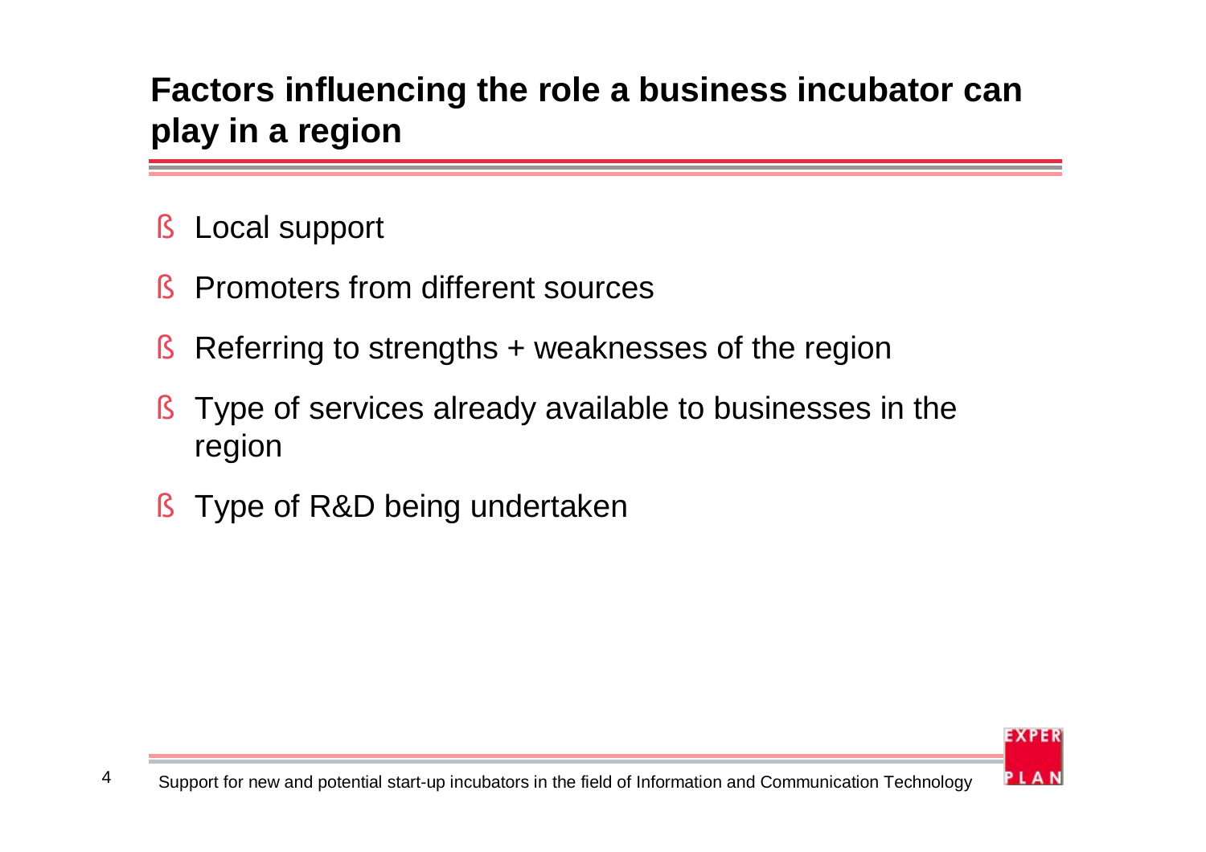## Factors influencing the role a business incubator can play in a region

- Local support
- Promoters from different sources
- Referring to strengths + weaknesses of the region
- Type of services already available to businesses in the region
- Type of R&D being undertaken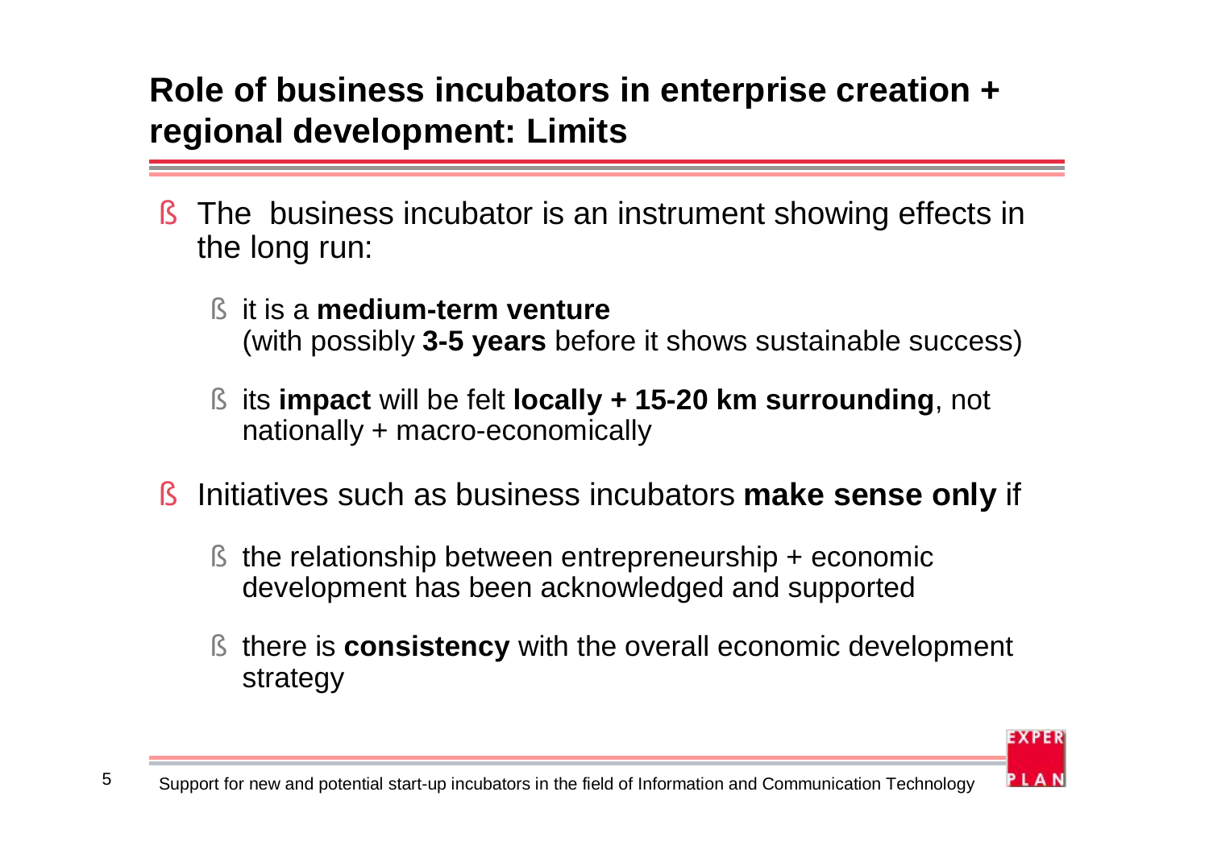## Role of business incubators in enterprise creation + regional development: Limits

- The business incubator is an instrument showing effects in the long run:
  - it is a **medium-term venture** (with possibly **3-5 years** before it shows sustainable success)
  - its **impact** will be felt **locally + 15-20 km surrounding**, not nationally + macro-economically
- Initiatives such as business incubators **make sense only** if
  - the relationship between entrepreneurship + economic development has been acknowledged and supported
  - there is **consistency** with the overall economic development strategy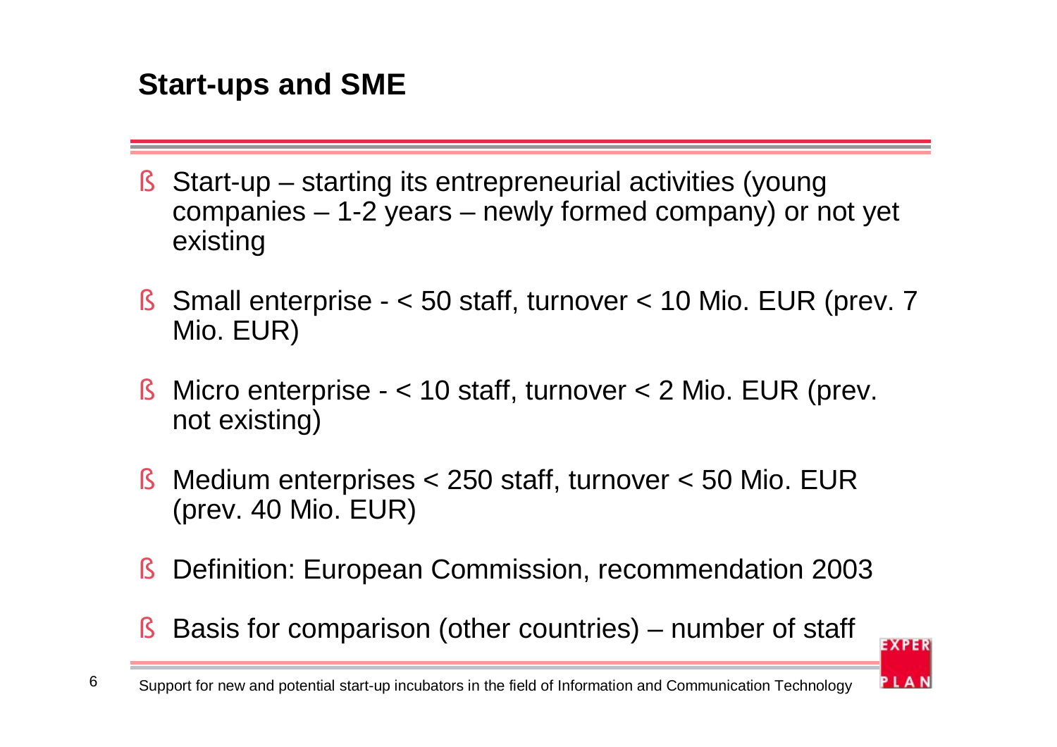## Start-ups and SME

- Start-up – starting its entrepreneurial activities (young companies – 1-2 years – newly formed company) or not yet existing
- Small enterprise - < 50 staff, turnover < 10 Mio. EUR (prev. 7 Mio. EUR)
- Micro enterprise - < 10 staff, turnover < 2 Mio. EUR (prev. not existing)
- Medium enterprises < 250 staff, turnover < 50 Mio. EUR (prev. 40 Mio. EUR)
- Definition: European Commission, recommendation 2003
- Basis for comparison (other countries) – number of staff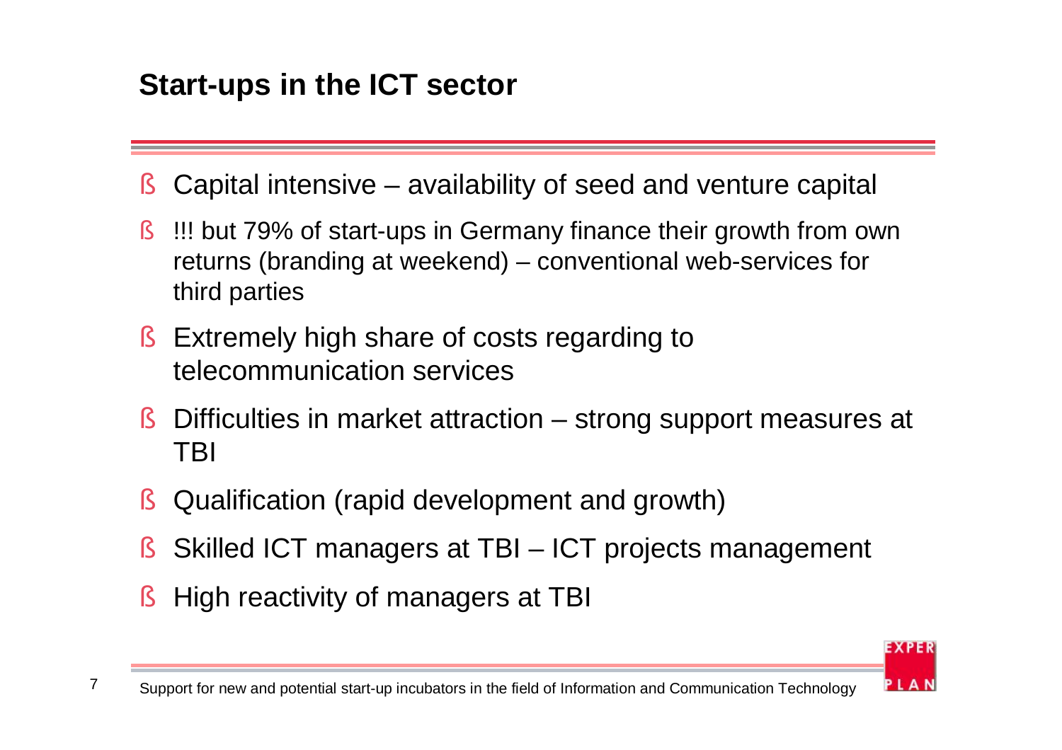## Start-ups in the ICT sector

- Capital intensive – availability of seed and venture capital
- !!! but 79% of start-ups in Germany finance their growth from own returns (branding at weekend) – conventional web-services for third parties
- Extremely high share of costs regarding to telecommunication services
- Difficulties in market attraction – strong support measures at TBI
- Qualification (rapid development and growth)
- Skilled ICT managers at TBI – ICT projects management
- High reactivity of managers at TBI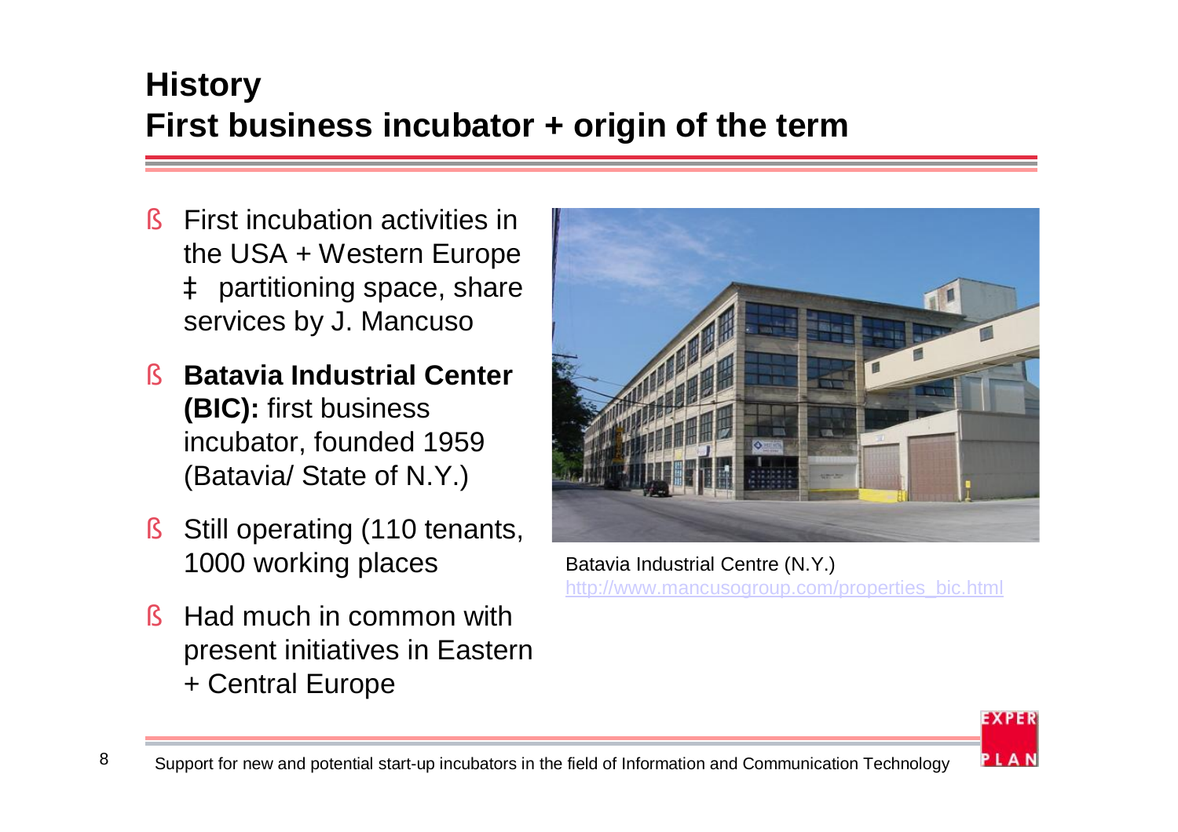# History
## First business incubator + origin of the term

- First incubation activities in the USA + Western Europe ‡ partitioning space, share services by J. Mancuso
- **Batavia Industrial Center (BIC):** first business incubator, founded 1959 (Batavia/ State of N.Y.)
- Still operating (110 tenants, 1000 working places
- Had much in common with present initiatives in Eastern + Central Europe

Batavia Industrial Centre (N.Y.)
http://www.mancusogroup.com/properties_bic.html

Support for new and potential start-up incubators in the field of Information and Communication Technology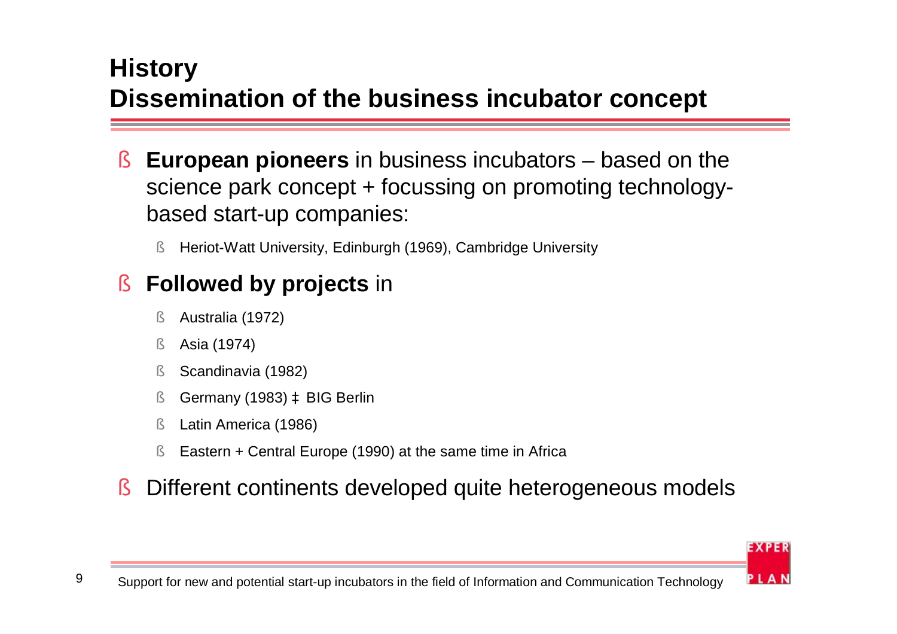# History
# Dissemination of the business incubator concept

- **European pioneers** in business incubators – based on the science park concept + focussing on promoting technology-based start-up companies:
  - Heriot-Watt University, Edinburgh (1969), Cambridge University
- **Followed by projects** in
  - Australia (1972)
  - Asia (1974)
  - Scandinavia (1982)
  - Germany (1983) → BIG Berlin
  - Latin America (1986)
  - Eastern + Central Europe (1990) at the same time in Africa
- Different continents developed quite heterogeneous models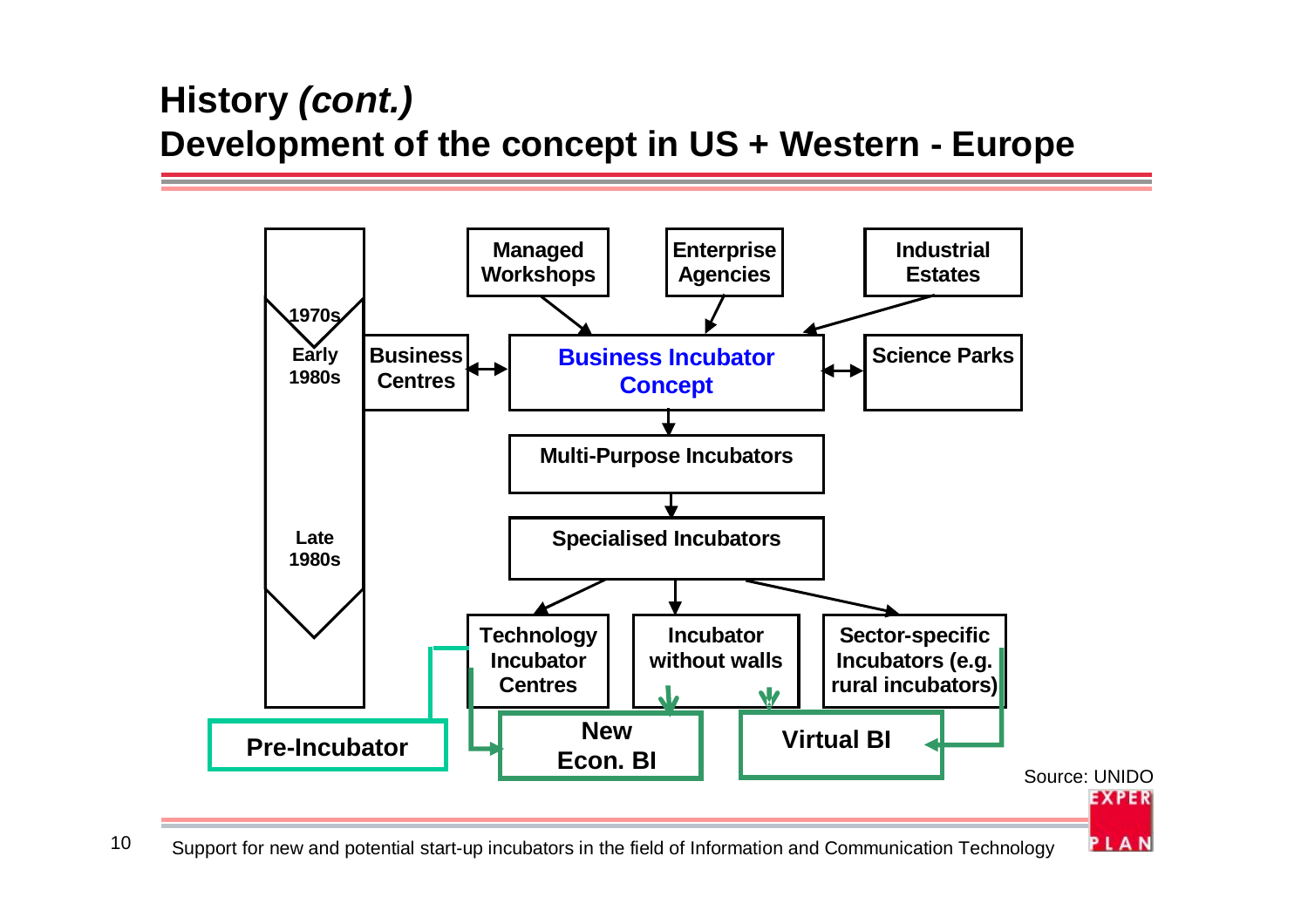# History *(cont.)*
## Development of the concept in US + Western - Europe

Timeline: 1970s → Early 1980s → Late 1980s

- Managed Workshops → Business Incubator Concept
- Enterprise Agencies → Business Incubator Concept
- Industrial Estates → Business Incubator Concept
- Business Centres ↔ Business Incubator Concept ↔ Science Parks
- Business Incubator Concept → Multi-Purpose Incubators
- Multi-Purpose Incubators → Specialised Incubators
- Specialised Incubators → Technology Incubator Centres
- Specialised Incubators → Incubator without walls
- Specialised Incubators → Sector-specific Incubators (e.g. rural incubators)
- Technology Incubator Centres → New Econ. BI
- Technology Incubator Centres — Pre-Incubator
- Incubator without walls → New Econ. BI
- Incubator without walls → Virtual BI
- Sector-specific Incubators (e.g. rural incubators) → Virtual BI

Source: UNIDO

Support for new and potential start-up incubators in the field of Information and Communication Technology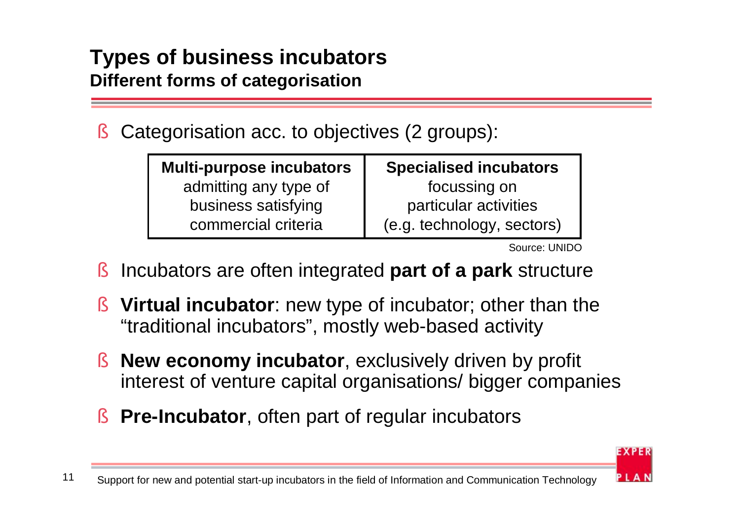# Types of business incubators

## Different forms of categorisation

- Categorisation acc. to objectives (2 groups):

| **Multi-purpose incubators** admitting any type of business satisfying commercial criteria | **Specialised incubators** focussing on particular activities (e.g. technology, sectors) |
|---|---|

Source: UNIDO

- Incubators are often integrated **part of a park** structure
- **Virtual incubator**: new type of incubator; other than the "traditional incubators", mostly web-based activity
- **New economy incubator**, exclusively driven by profit interest of venture capital organisations/ bigger companies
- **Pre-Incubator**, often part of regular incubators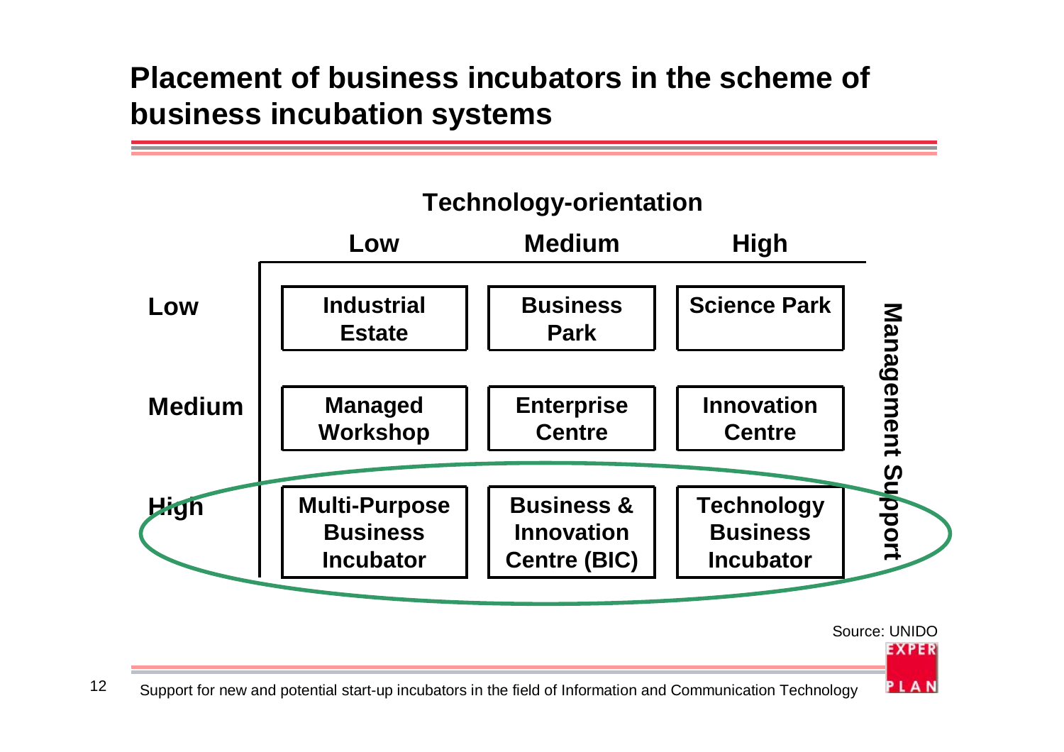# Placement of business incubators in the scheme of business incubation systems

| Management Support \ Technology-orientation | Low | Medium | High |
|---|---|---|---|
| **Low** | Industrial Estate | Business Park | Science Park |
| **Medium** | Managed Workshop | Enterprise Centre | Innovation Centre |
| **High** | Multi-Purpose Business Incubator | Business & Innovation Centre (BIC) | Technology Business Incubator |

Source: UNIDO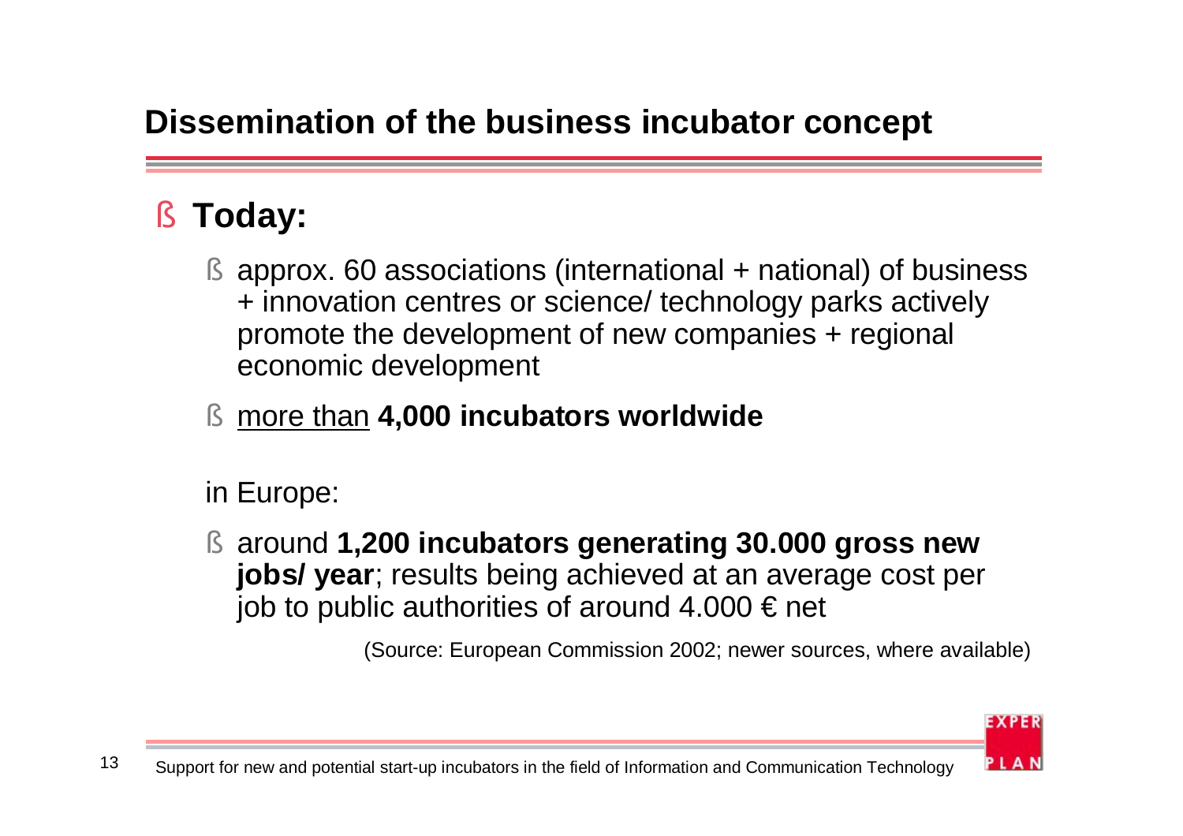## Dissemination of the business incubator concept

- **Today:**
  - approx. 60 associations (international + national) of business + innovation centres or science/ technology parks actively promote the development of new companies + regional economic development
  - <u>more than</u> **4,000 incubators worldwide**

  in Europe:

  - around **1,200 incubators generating 30.000 gross new jobs/ year**; results being achieved at an average cost per job to public authorities of around 4.000 € net

(Source: European Commission 2002; newer sources, where available)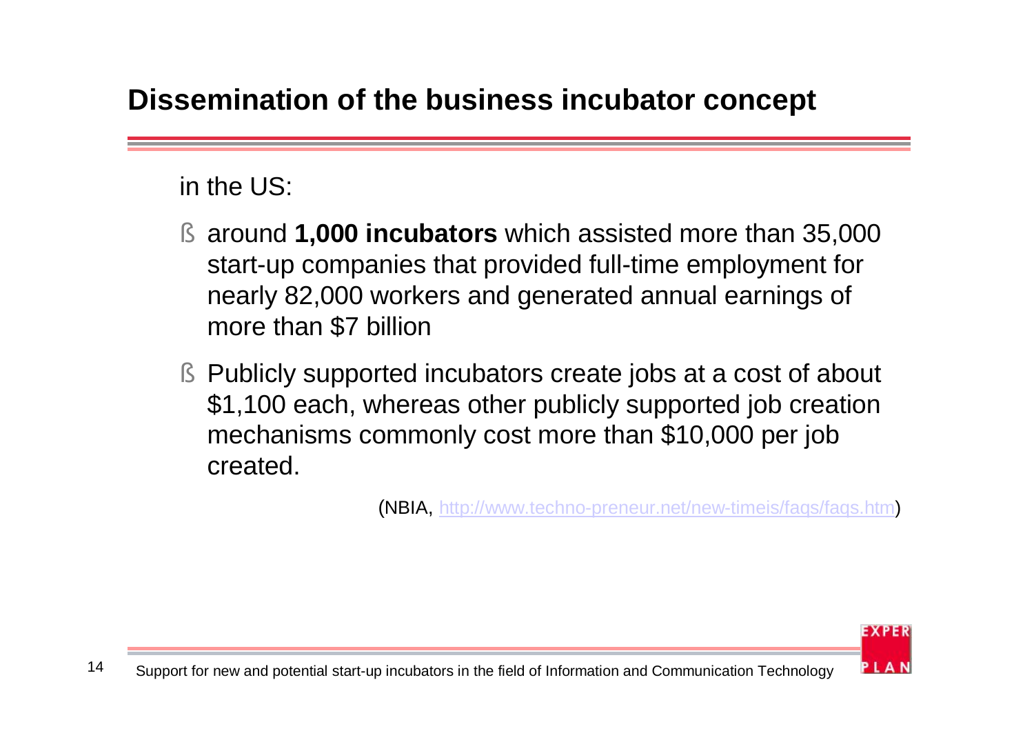# Dissemination of the business incubator concept

in the US:

- around **1,000 incubators** which assisted more than 35,000 start-up companies that provided full-time employment for nearly 82,000 workers and generated annual earnings of more than $7 billion
- Publicly supported incubators create jobs at a cost of about $1,100 each, whereas other publicly supported job creation mechanisms commonly cost more than $10,000 per job created.

(NBIA, http://www.techno-preneur.net/new-timeis/faqs/faqs.htm)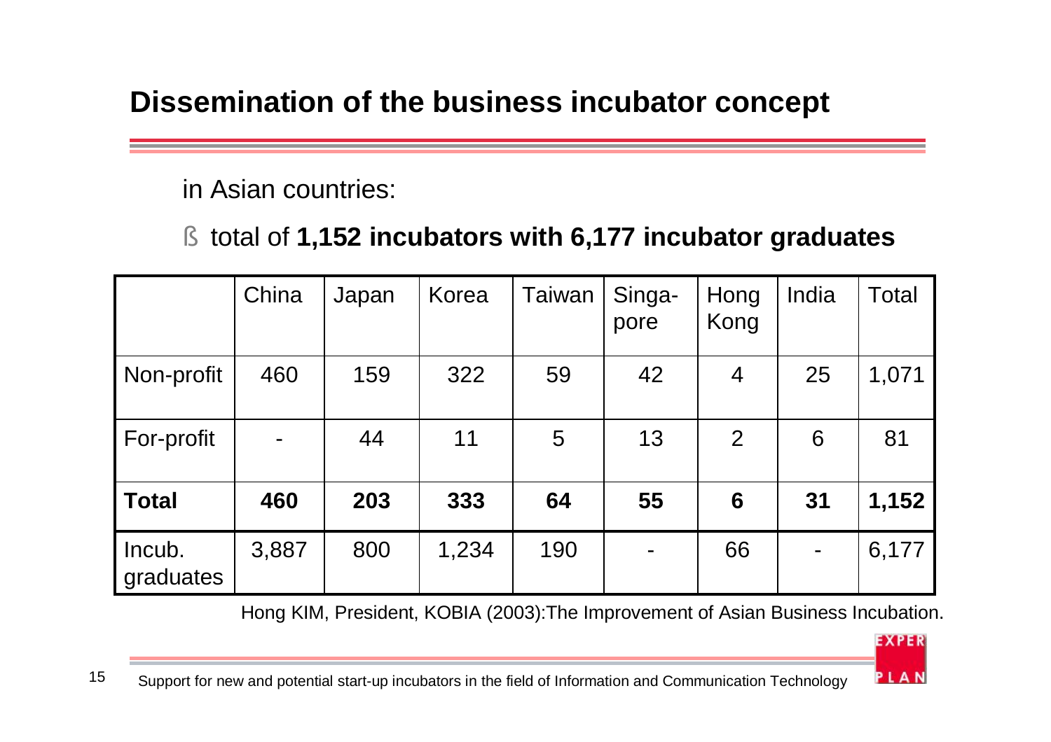# Dissemination of the business incubator concept

in Asian countries:

- total of **1,152 incubators with 6,177 incubator graduates**

| | China | Japan | Korea | Taiwan | Singa-pore | Hong Kong | India | Total |
|---|---|---|---|---|---|---|---|---|
| Non-profit | 460 | 159 | 322 | 59 | 42 | 4 | 25 | 1,071 |
| For-profit | - | 44 | 11 | 5 | 13 | 2 | 6 | 81 |
| **Total** | **460** | **203** | **333** | **64** | **55** | **6** | **31** | **1,152** |
| Incub. graduates | 3,887 | 800 | 1,234 | 190 | - | 66 | - | 6,177 |

Hong KIM, President, KOBIA (2003):The Improvement of Asian Business Incubation.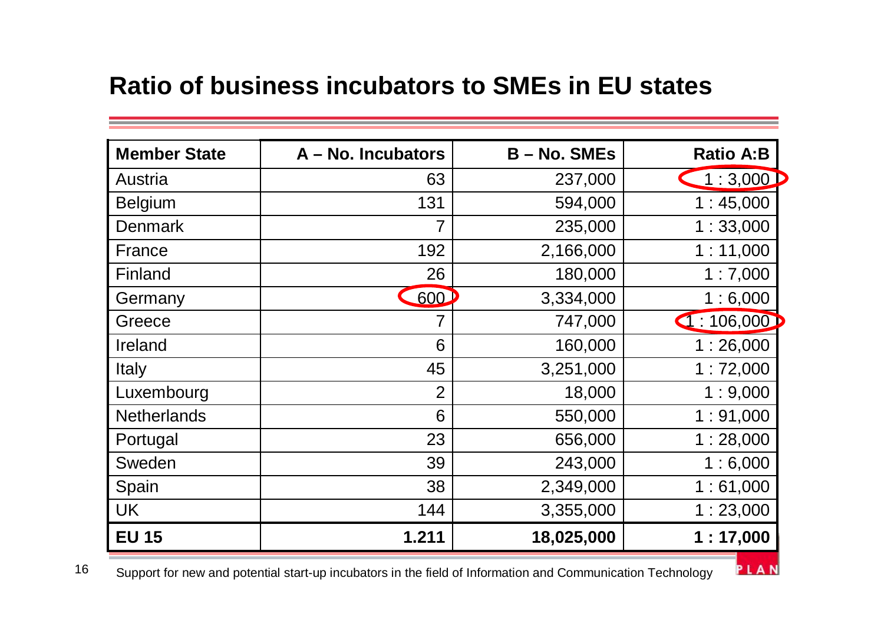# Ratio of business incubators to SMEs in EU states

| Member State | A – No. Incubators | B – No. SMEs | Ratio A:B |
|---|---|---|---|
| Austria | 63 | 237,000 | 1 : 3,000 |
| Belgium | 131 | 594,000 | 1 : 45,000 |
| Denmark | 7 | 235,000 | 1 : 33,000 |
| France | 192 | 2,166,000 | 1 : 11,000 |
| Finland | 26 | 180,000 | 1 : 7,000 |
| Germany | 600 | 3,334,000 | 1 : 6,000 |
| Greece | 7 | 747,000 | 1 : 106,000 |
| Ireland | 6 | 160,000 | 1 : 26,000 |
| Italy | 45 | 3,251,000 | 1 : 72,000 |
| Luxembourg | 2 | 18,000 | 1 : 9,000 |
| Netherlands | 6 | 550,000 | 1 : 91,000 |
| Portugal | 23 | 656,000 | 1 : 28,000 |
| Sweden | 39 | 243,000 | 1 : 6,000 |
| Spain | 38 | 2,349,000 | 1 : 61,000 |
| UK | 144 | 3,355,000 | 1 : 23,000 |
| **EU 15** | **1.211** | **18,025,000** | **1 : 17,000** |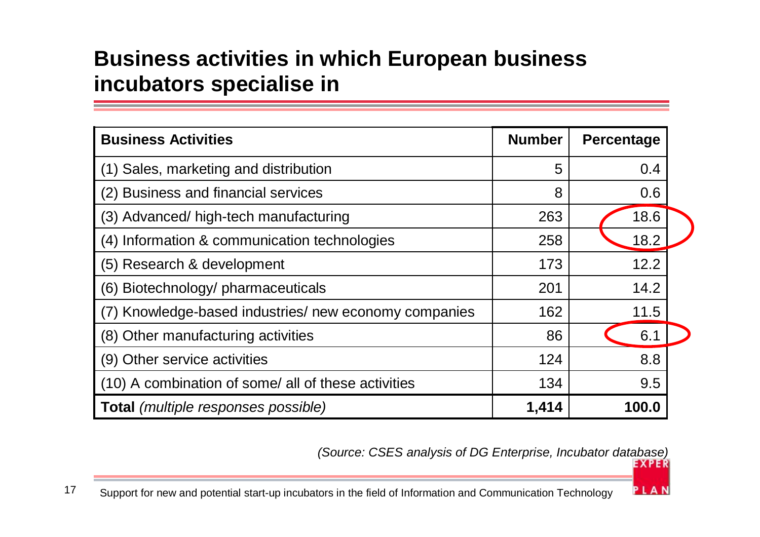# Business activities in which European business incubators specialise in

| Business Activities | Number | Percentage |
|---|---|---|
| (1) Sales, marketing and distribution | 5 | 0.4 |
| (2) Business and financial services | 8 | 0.6 |
| (3) Advanced/ high-tech manufacturing | 263 | 18.6 |
| (4) Information & communication technologies | 258 | 18.2 |
| (5) Research & development | 173 | 12.2 |
| (6) Biotechnology/ pharmaceuticals | 201 | 14.2 |
| (7) Knowledge-based industries/ new economy companies | 162 | 11.5 |
| (8) Other manufacturing activities | 86 | 6.1 |
| (9) Other service activities | 124 | 8.8 |
| (10) A combination of some/ all of these activities | 134 | 9.5 |
| **Total** *(multiple responses possible)* | **1,414** | **100.0** |

*(Source: CSES analysis of DG Enterprise, Incubator database)*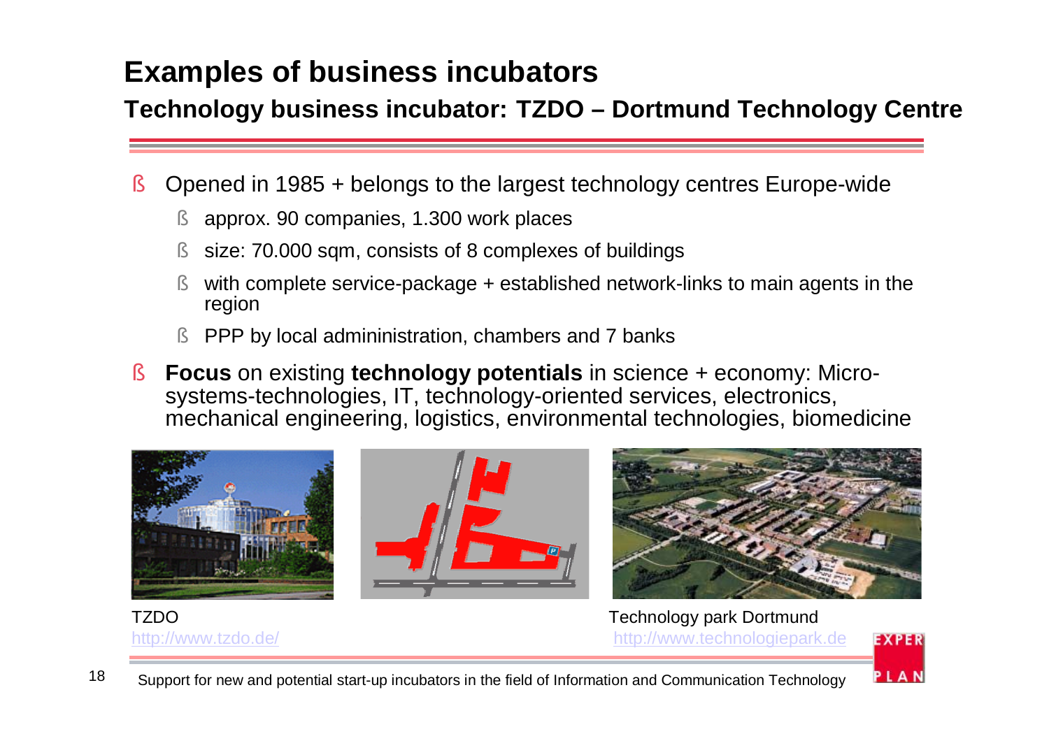# Examples of business incubators

## Technology business incubator: TZDO – Dortmund Technology Centre

- Opened in 1985 + belongs to the largest technology centres Europe-wide
  - approx. 90 companies, 1.300 work places
  - size: 70.000 sqm, consists of 8 complexes of buildings
  - with complete service-package + established network-links to main agents in the region
  - PPP by local admininistration, chambers and 7 banks
- **Focus** on existing **technology potentials** in science + economy: Micro-systems-technologies, IT, technology-oriented services, electronics, mechanical engineering, logistics, environmental technologies, biomedicine

TZDO
http://www.tzdo.de/

Technology park Dortmund
http://www.technologiepark.de

Support for new and potential start-up incubators in the field of Information and Communication Technology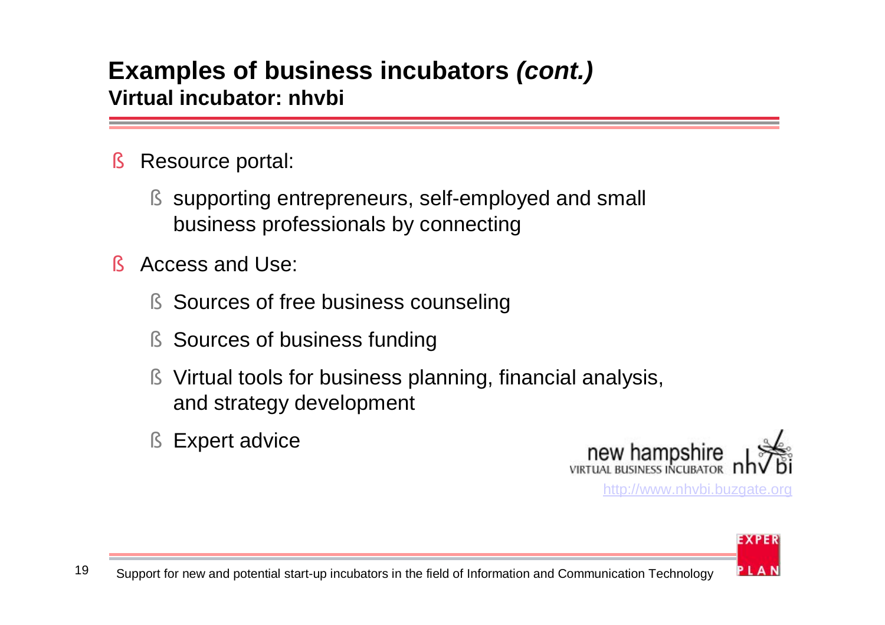# Examples of business incubators *(cont.)*

## Virtual incubator: nhvbi

- Resource portal:
  - supporting entrepreneurs, self-employed and small business professionals by connecting
- Access and Use:
  - Sources of free business counseling
  - Sources of business funding
  - Virtual tools for business planning, financial analysis, and strategy development
  - Expert advice

new hampshire VIRTUAL BUSINESS INCUBATOR nhvbi

http://www.nhvbi.buzgate.org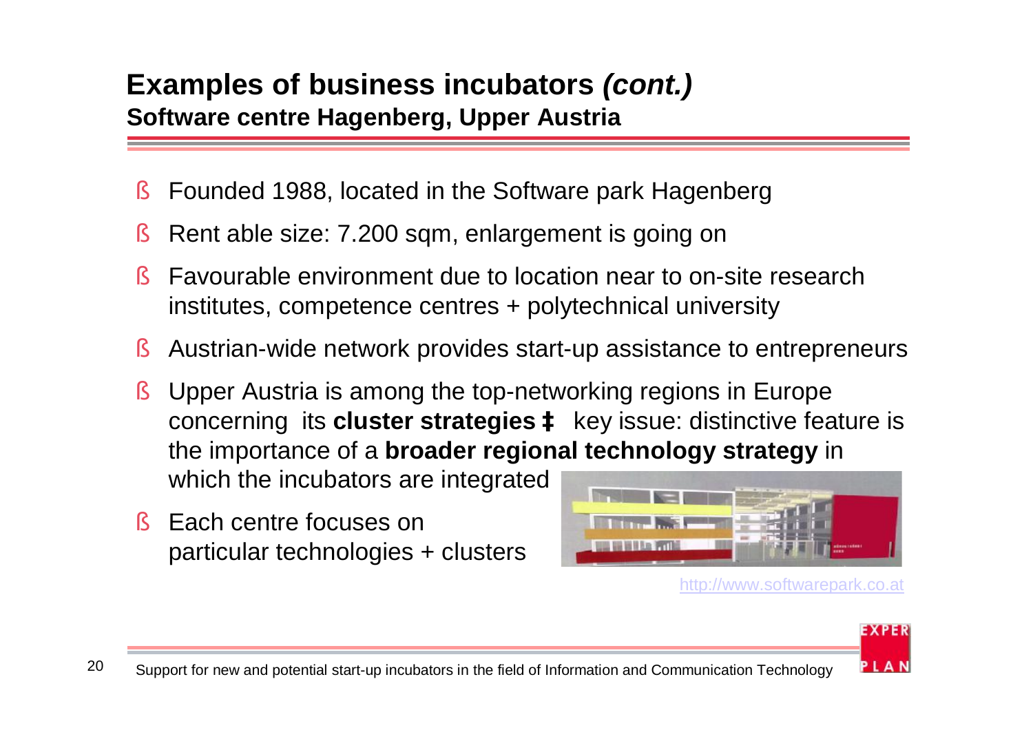# Examples of business incubators *(cont.)*

## Software centre Hagenberg, Upper Austria

- Founded 1988, located in the Software park Hagenberg
- Rent able size: 7.200 sqm, enlargement is going on
- Favourable environment due to location near to on-site research institutes, competence centres + polytechnical university
- Austrian-wide network provides start-up assistance to entrepreneurs
- Upper Austria is among the top-networking regions in Europe concerning its **cluster strategies** ‡ key issue: distinctive feature is the importance of a **broader regional technology strategy** in which the incubators are integrated
- Each centre focuses on particular technologies + clusters

http://www.softwarepark.co.at

Support for new and potential start-up incubators in the field of Information and Communication Technology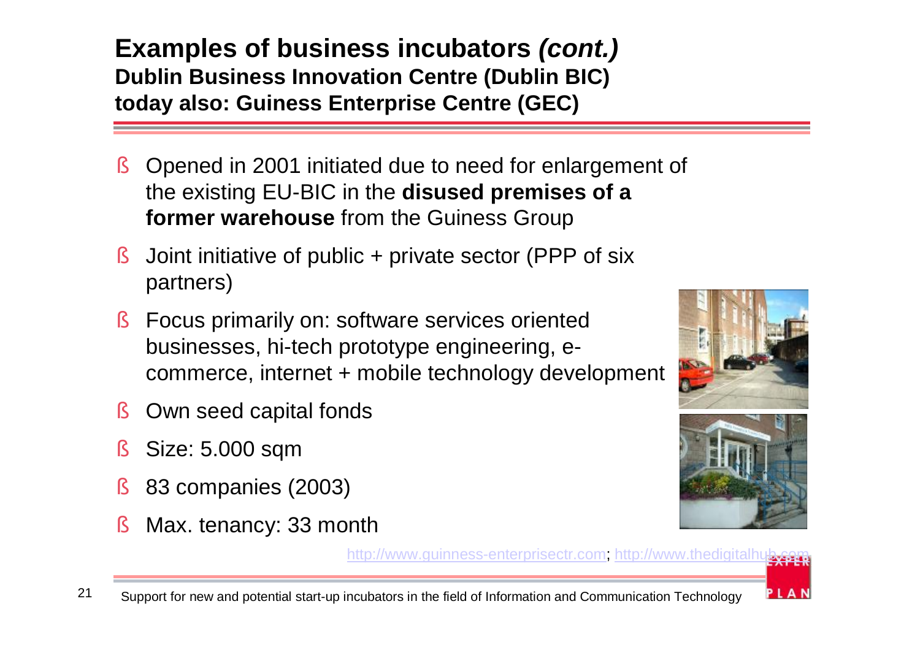# Examples of business incubators *(cont.)*

## Dublin Business Innovation Centre (Dublin BIC)
## today also: Guiness Enterprise Centre (GEC)

- Opened in 2001 initiated due to need for enlargement of the existing EU-BIC in the **disused premises of a former warehouse** from the Guiness Group
- Joint initiative of public + private sector (PPP of six partners)
- Focus primarily on: software services oriented businesses, hi-tech prototype engineering, e-commerce, internet + mobile technology development
- Own seed capital fonds
- Size: 5.000 sqm
- 83 companies (2003)
- Max. tenancy: 33 month

http://www.guinness-enterprisectr.com; http://www.thedigitalhub.com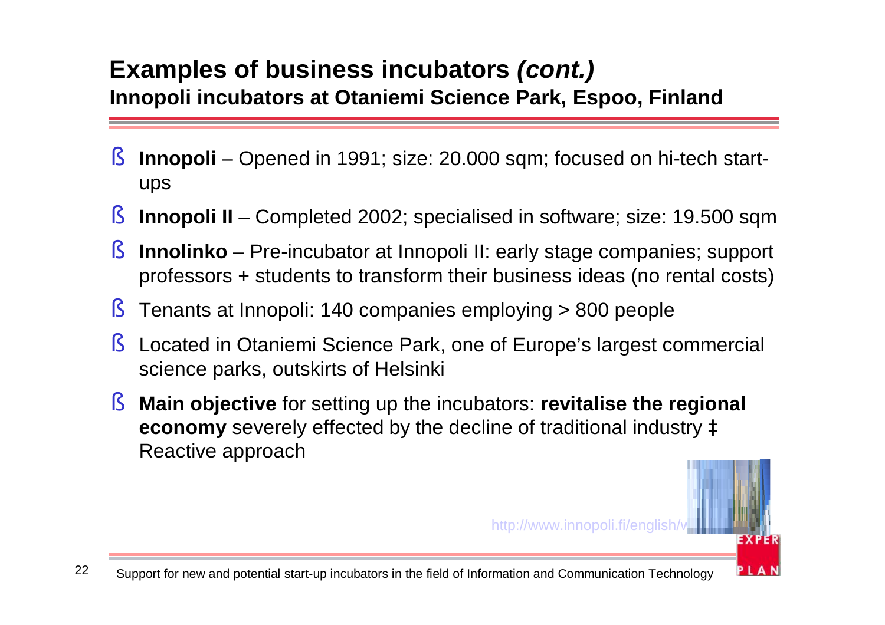## Examples of business incubators *(cont.)*

### Innopoli incubators at Otaniemi Science Park, Espoo, Finland

- **Innopoli** – Opened in 1991; size: 20.000 sqm; focused on hi-tech start-ups
- **Innopoli II** – Completed 2002; specialised in software; size: 19.500 sqm
- **Innolinko** – Pre-incubator at Innopoli II: early stage companies; support professors + students to transform their business ideas (no rental costs)
- Tenants at Innopoli: 140 companies employing > 800 people
- Located in Otaniemi Science Park, one of Europe's largest commercial science parks, outskirts of Helsinki
- **Main objective** for setting up the incubators: **revitalise the regional economy** severely effected by the decline of traditional industry ‡ Reactive approach

http://www.innopoli.fi/english/w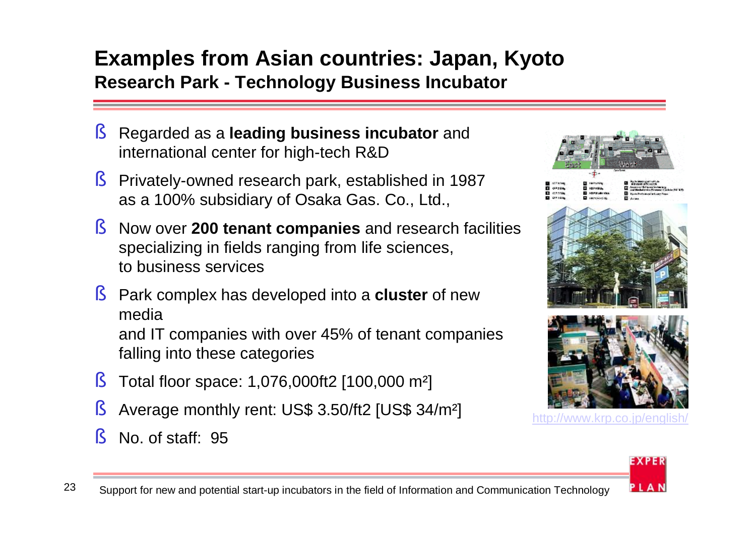# Examples from Asian countries: Japan, Kyoto

## Research Park - Technology Business Incubator

- Regarded as a **leading business incubator** and international center for high-tech R&D
- Privately-owned research park, established in 1987 as a 100% subsidiary of Osaka Gas. Co., Ltd.,
- Now over **200 tenant companies** and research facilities specializing in fields ranging from life sciences, to business services
- Park complex has developed into a **cluster** of new media and IT companies with over 45% of tenant companies falling into these categories
- Total floor space: 1,076,000ft2 [100,000 m²]
- Average monthly rent: US$ 3.50/ft2 [US$ 34/m²]
- No. of staff: 95

http://www.krp.co.jp/english/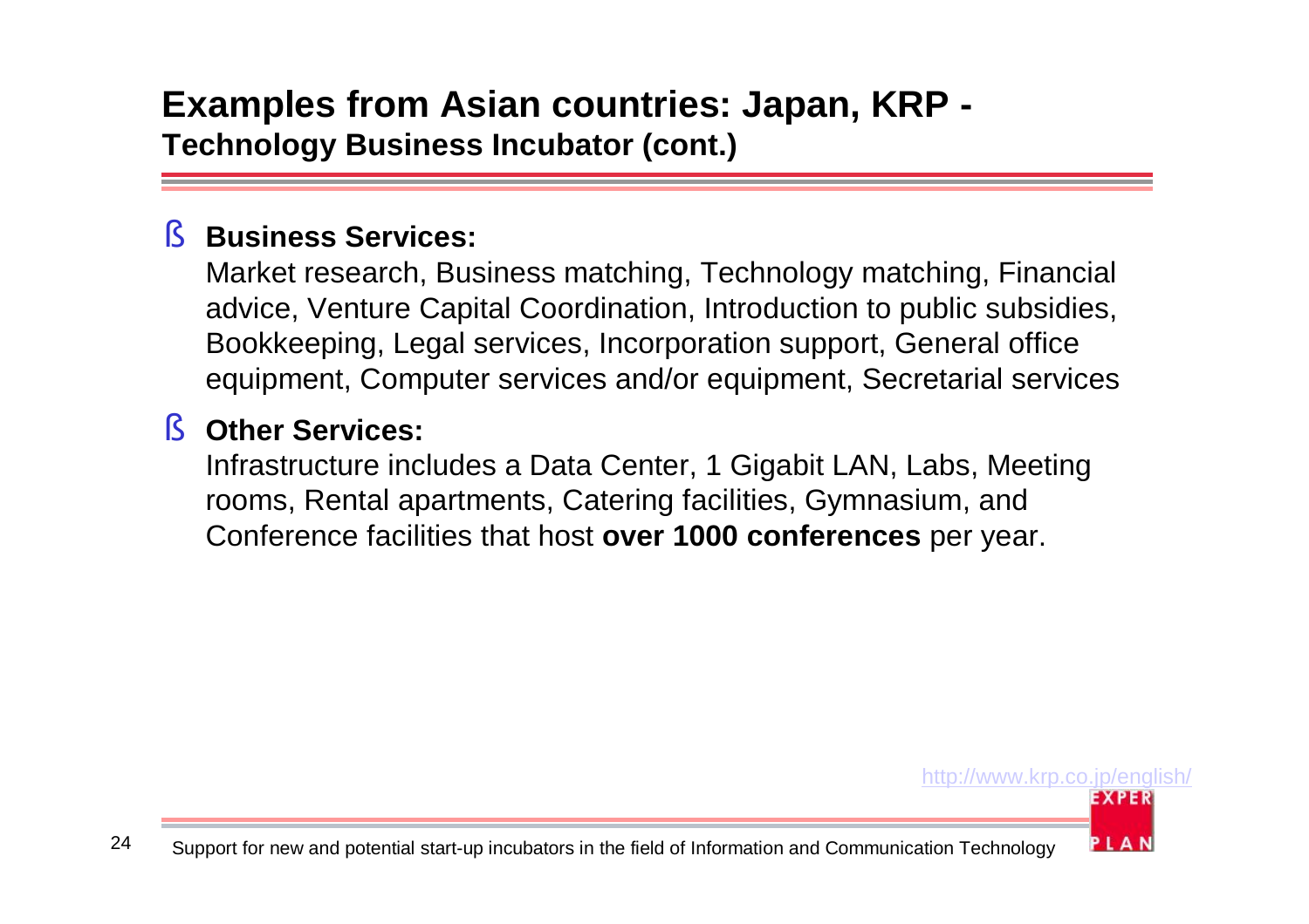# Examples from Asian countries: Japan, KRP -

## Technology Business Incubator (cont.)

- **Business Services:**
  Market research, Business matching, Technology matching, Financial advice, Venture Capital Coordination, Introduction to public subsidies, Bookkeeping, Legal services, Incorporation support, General office equipment, Computer services and/or equipment, Secretarial services

- **Other Services:**
  Infrastructure includes a Data Center, 1 Gigabit LAN, Labs, Meeting rooms, Rental apartments, Catering facilities, Gymnasium, and Conference facilities that host **over 1000 conferences** per year.

http://www.krp.co.jp/english/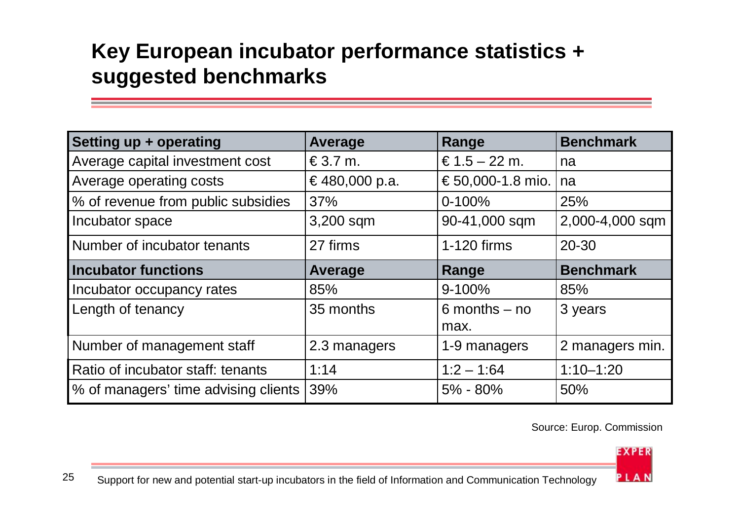# Key European incubator performance statistics + suggested benchmarks

| Setting up + operating | Average | Range | Benchmark |
|---|---|---|---|
| Average capital investment cost | € 3.7 m. | € 1.5 – 22 m. | na |
| Average operating costs | € 480,000 p.a. | € 50,000-1.8 mio. | na |
| % of revenue from public subsidies | 37% | 0-100% | 25% |
| Incubator space | 3,200 sqm | 90-41,000 sqm | 2,000-4,000 sqm |
| Number of incubator tenants | 27 firms | 1-120 firms | 20-30 |
| **Incubator functions** | **Average** | **Range** | **Benchmark** |
| Incubator occupancy rates | 85% | 9-100% | 85% |
| Length of tenancy | 35 months | 6 months – no max. | 3 years |
| Number of management staff | 2.3 managers | 1-9 managers | 2 managers min. |
| Ratio of incubator staff: tenants | 1:14 | 1:2 – 1:64 | 1:10–1:20 |
| % of managers' time advising clients | 39% | 5% - 80% | 50% |

Source: Europ. Commission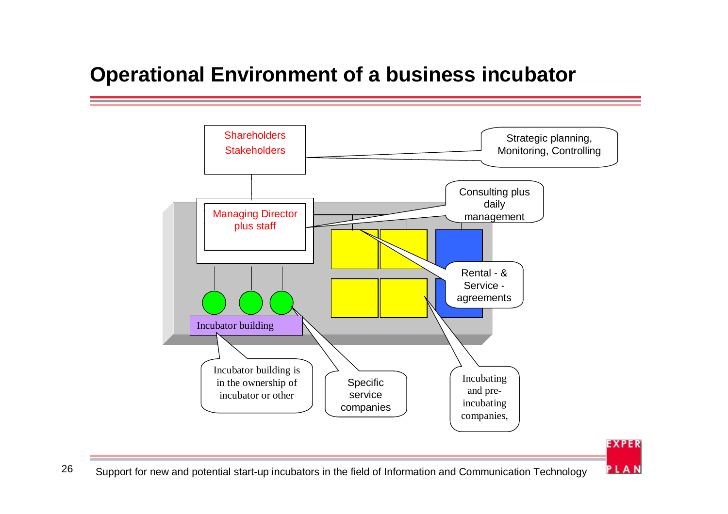# Operational Environment of a business incubator

Shareholders
Stakeholders

Strategic planning, Monitoring, Controlling

Managing Director plus staff

Consulting plus daily management

Rental - & Service - agreements

Incubator building

Incubator building is in the ownership of incubator or other

Specific service companies

Incubating and pre-incubating companies,

Support for new and potential start-up incubators in the field of Information and Communication Technology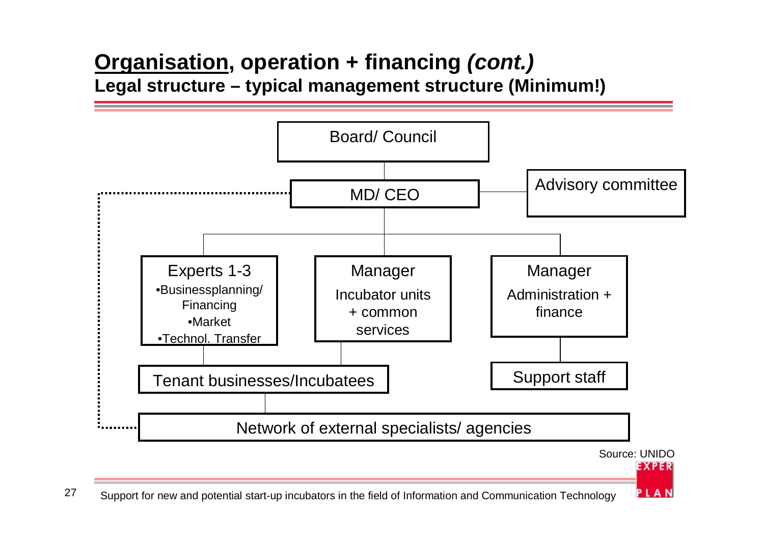## Organisation, operation + financing *(cont.)*

### Legal structure – typical management structure (Minimum!)

Board/ Council

MD/ CEO

Advisory committee

Experts 1-3
- Businessplanning/ Financing
- Market
- Technol. Transfer

Manager
Incubator units + common services

Manager
Administration + finance

Tenant businesses/Incubatees

Support staff

Network of external specialists/ agencies

Source: UNIDO

Support for new and potential start-up incubators in the field of Information and Communication Technology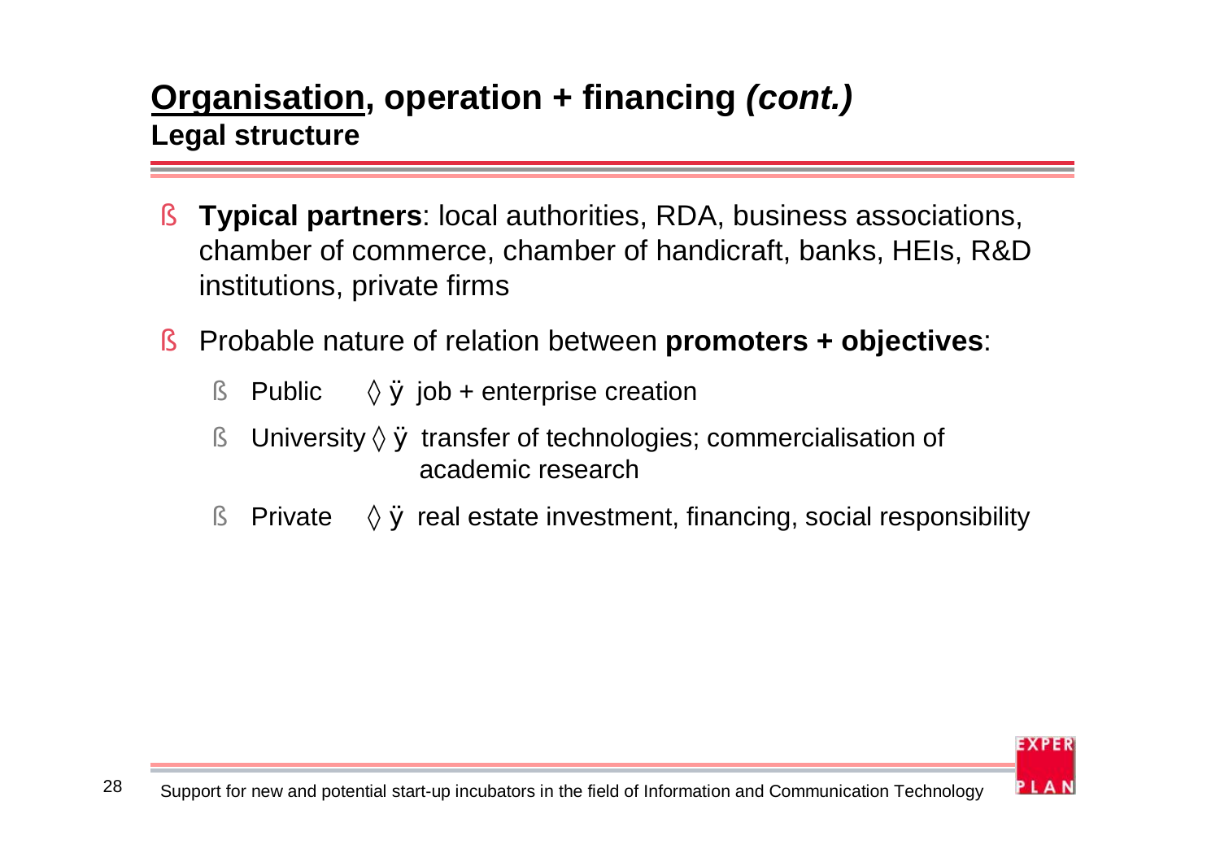## <u>Organisation</u>, operation + financing *(cont.)*

### Legal structure

- **Typical partners**: local authorities, RDA, business associations, chamber of commerce, chamber of handicraft, banks, HEIs, R&D institutions, private firms
- Probable nature of relation between **promoters + objectives**:
  - Public → job + enterprise creation
  - University → transfer of technologies; commercialisation of academic research
  - Private → real estate investment, financing, social responsibility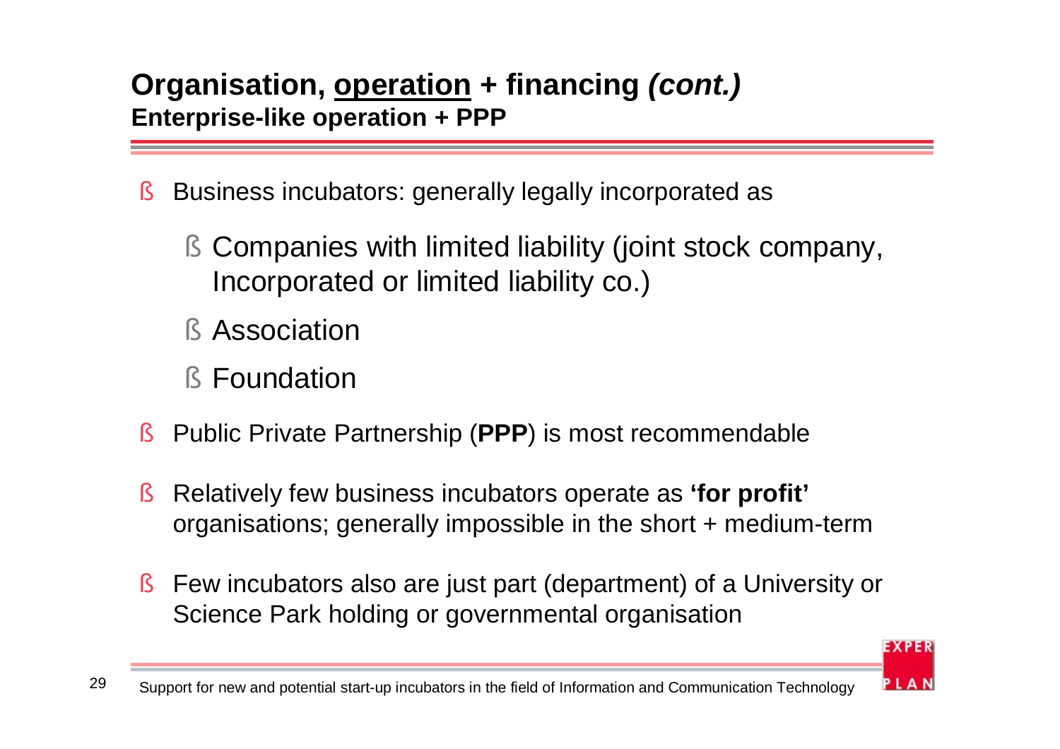## Organisation, <u>operation</u> + financing *(cont.)*

**Enterprise-like operation + PPP**

- Business incubators: generally legally incorporated as
  - Companies with limited liability (joint stock company, Incorporated or limited liability co.)
  - Association
  - Foundation
- Public Private Partnership (**PPP**) is most recommendable
- Relatively few business incubators operate as **'for profit'** organisations; generally impossible in the short + medium-term
- Few incubators also are just part (department) of a University or Science Park holding or governmental organisation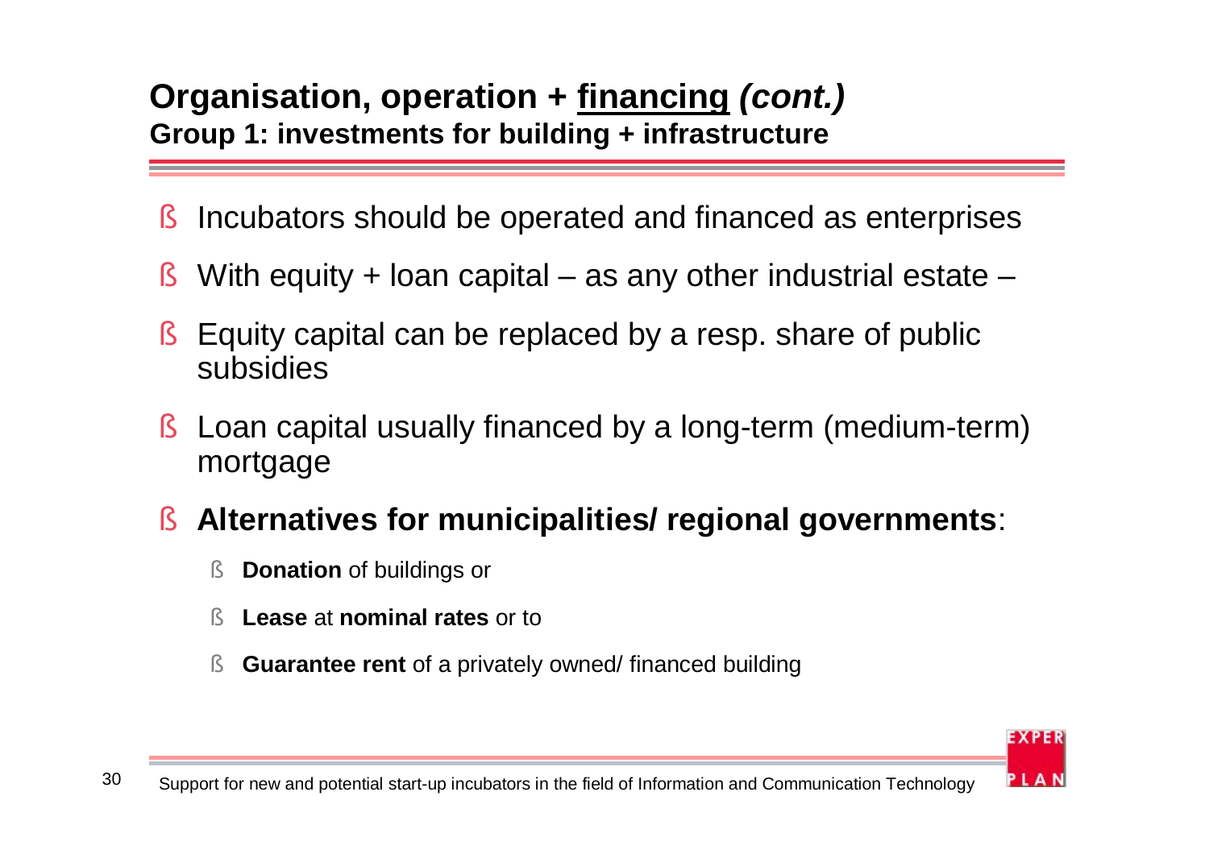# Organisation, operation + financing *(cont.)*

## Group 1: investments for building + infrastructure

- Incubators should be operated and financed as enterprises
- With equity + loan capital – as any other industrial estate –
- Equity capital can be replaced by a resp. share of public subsidies
- Loan capital usually financed by a long-term (medium-term) mortgage
- **Alternatives for municipalities/ regional governments**:
  - **Donation** of buildings or
  - **Lease** at **nominal rates** or to
  - **Guarantee rent** of a privately owned/ financed building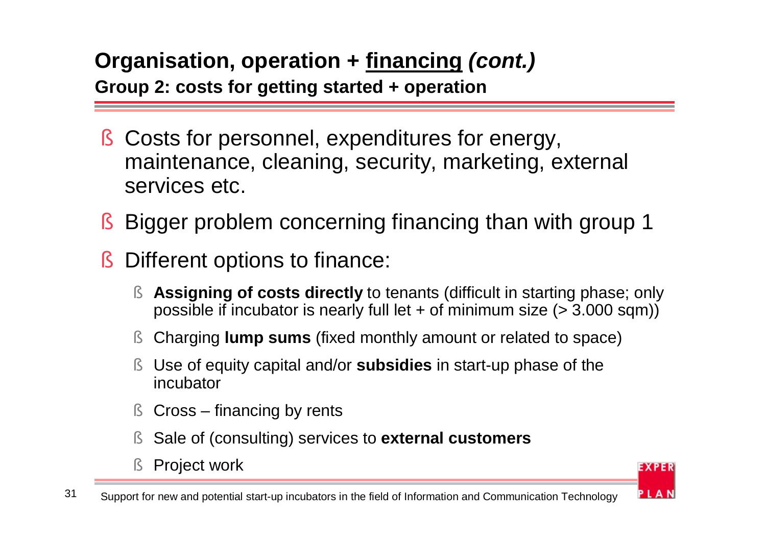# Organisation, operation + financing *(cont.)*

## Group 2: costs for getting started + operation

- Costs for personnel, expenditures for energy, maintenance, cleaning, security, marketing, external services etc.
- Bigger problem concerning financing than with group 1
- Different options to finance:
  - **Assigning of costs directly** to tenants (difficult in starting phase; only possible if incubator is nearly full let + of minimum size (> 3.000 sqm))
  - Charging **lump sums** (fixed monthly amount or related to space)
  - Use of equity capital and/or **subsidies** in start-up phase of the incubator
  - Cross – financing by rents
  - Sale of (consulting) services to **external customers**
  - Project work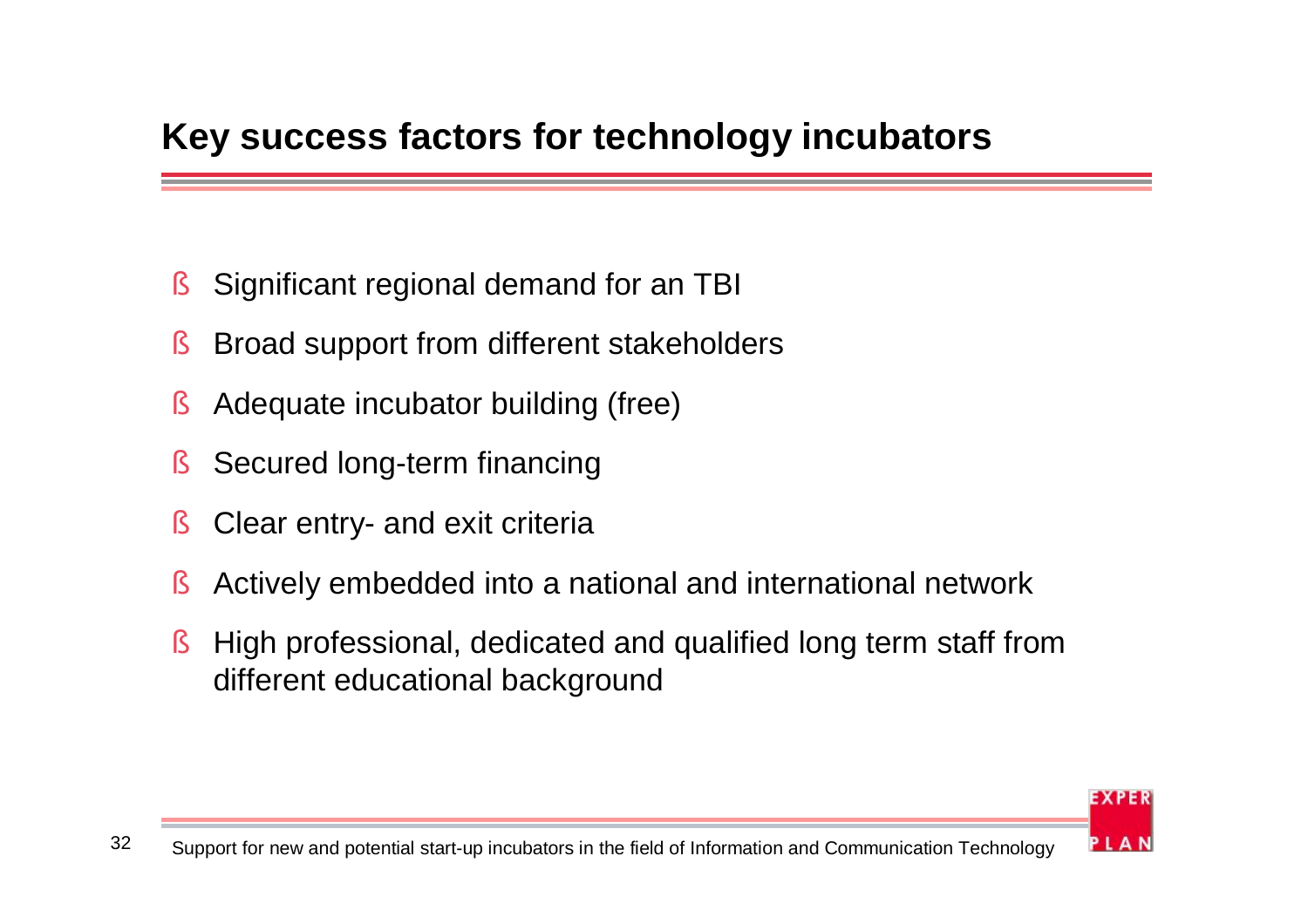## Key success factors for technology incubators

- Significant regional demand for an TBI
- Broad support from different stakeholders
- Adequate incubator building (free)
- Secured long-term financing
- Clear entry- and exit criteria
- Actively embedded into a national and international network
- High professional, dedicated and qualified long term staff from different educational background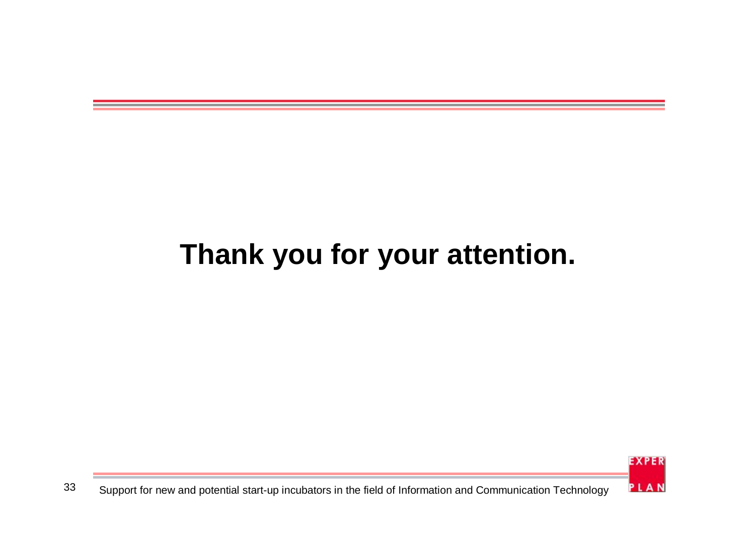# Thank you for your attention.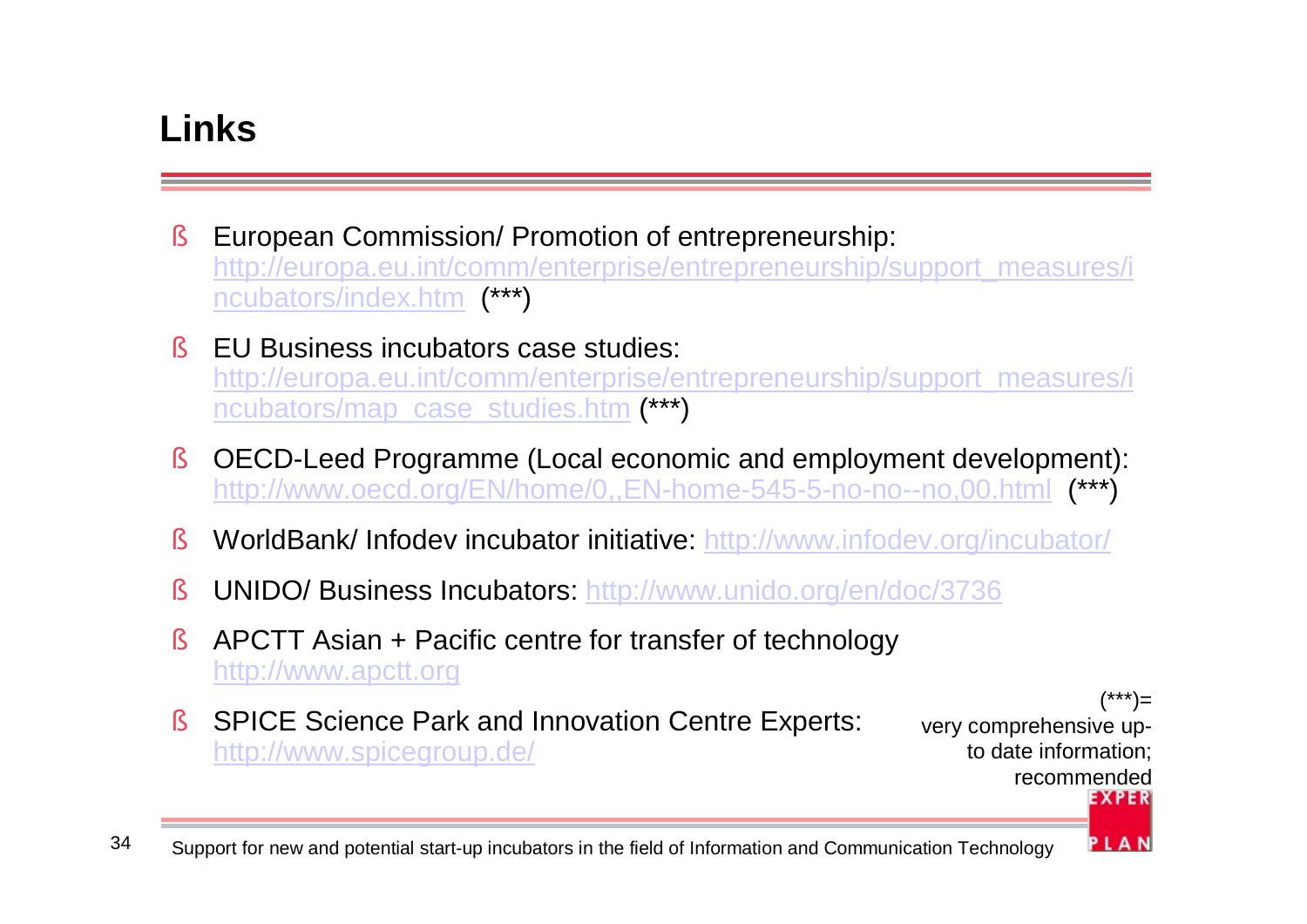# Links

- European Commission/ Promotion of entrepreneurship: http://europa.eu.int/comm/enterprise/entrepreneurship/support_measures/incubators/index.htm (***)
- EU Business incubators case studies: http://europa.eu.int/comm/enterprise/entrepreneurship/support_measures/incubators/map_case_studies.htm (***)
- OECD-Leed Programme (Local economic and employment development): http://www.oecd.org/EN/home/0,,EN-home-545-5-no-no--no,00.html (***)
- WorldBank/ Infodev incubator initiative: http://www.infodev.org/incubator/
- UNIDO/ Business Incubators: http://www.unido.org/en/doc/3736
- APCTT Asian + Pacific centre for transfer of technology http://www.apctt.org
- SPICE Science Park and Innovation Centre Experts: http://www.spicegroup.de/

(***)= very comprehensive up-to date information; recommended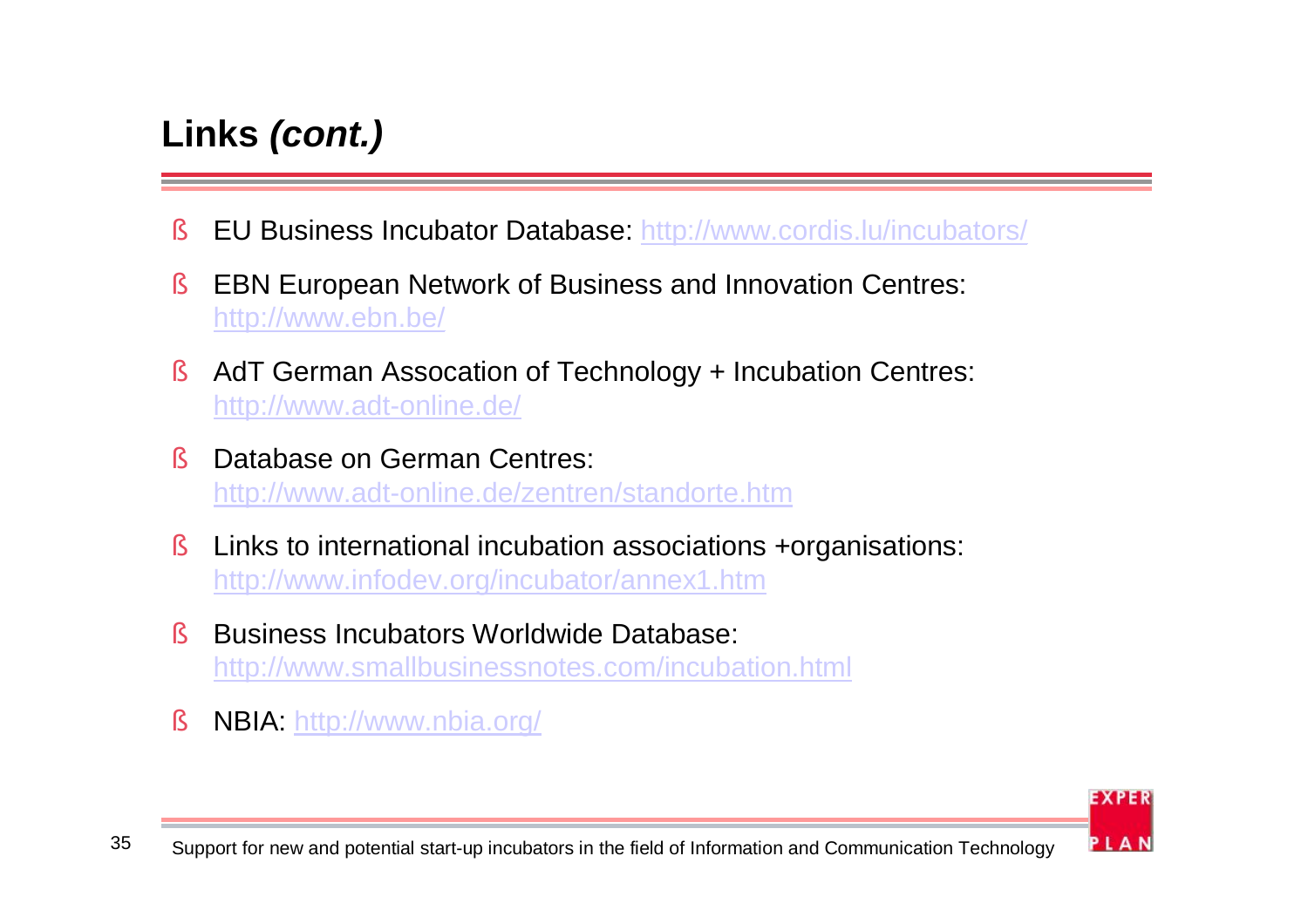## Links *(cont.)*

- EU Business Incubator Database: http://www.cordis.lu/incubators/
- EBN European Network of Business and Innovation Centres: http://www.ebn.be/
- AdT German Assocation of Technology + Incubation Centres: http://www.adt-online.de/
- Database on German Centres: http://www.adt-online.de/zentren/standorte.htm
- Links to international incubation associations +organisations: http://www.infodev.org/incubator/annex1.htm
- Business Incubators Worldwide Database: http://www.smallbusinessnotes.com/incubation.html
- NBIA: http://www.nbia.org/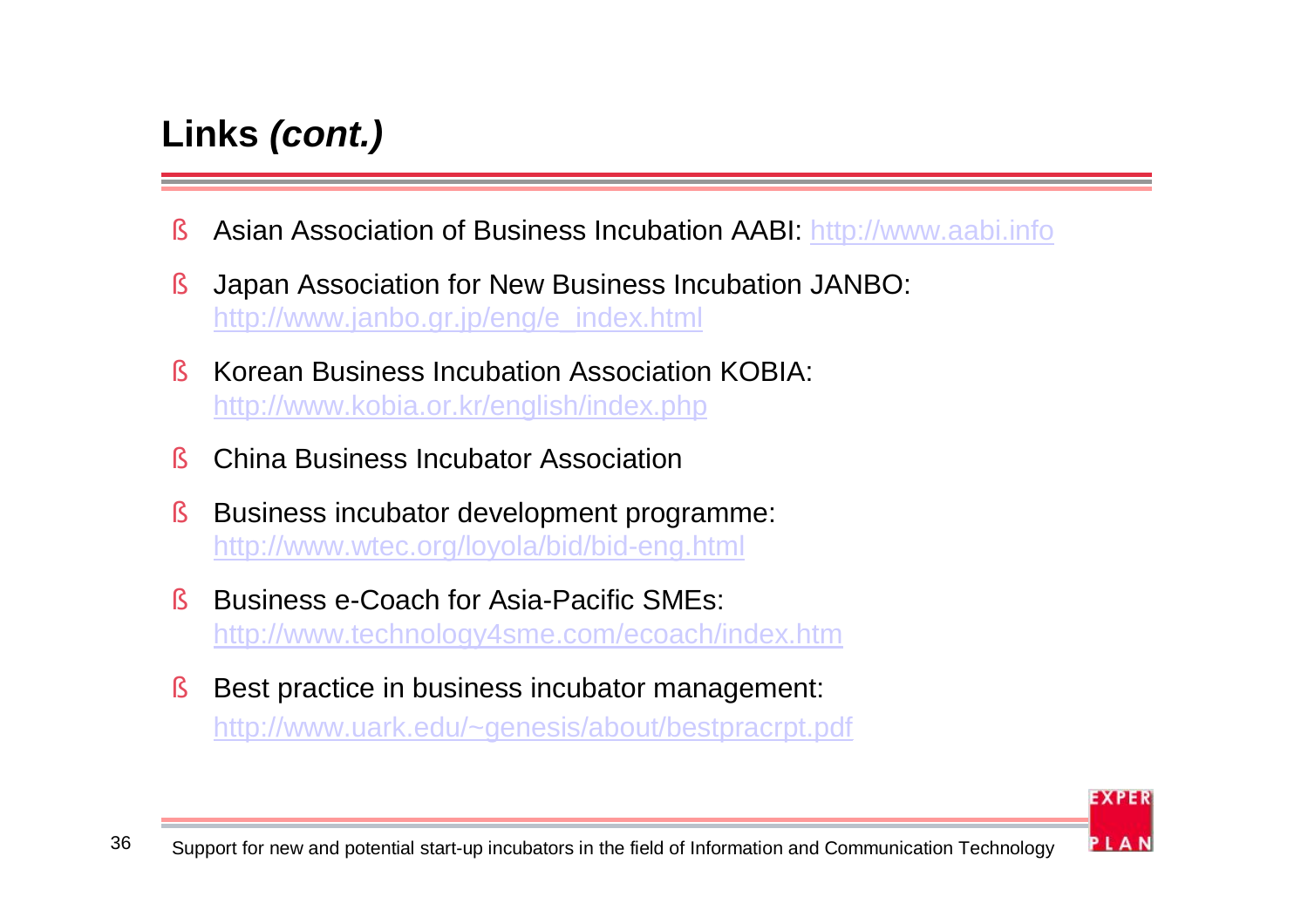## Links *(cont.)*

- Asian Association of Business Incubation AABI: http://www.aabi.info
- Japan Association for New Business Incubation JANBO: http://www.janbo.gr.jp/eng/e_index.html
- Korean Business Incubation Association KOBIA: http://www.kobia.or.kr/english/index.php
- China Business Incubator Association
- Business incubator development programme: http://www.wtec.org/loyola/bid/bid-eng.html
- Business e-Coach for Asia-Pacific SMEs: http://www.technology4sme.com/ecoach/index.htm
- Best practice in business incubator management: http://www.uark.edu/~genesis/about/bestpracrpt.pdf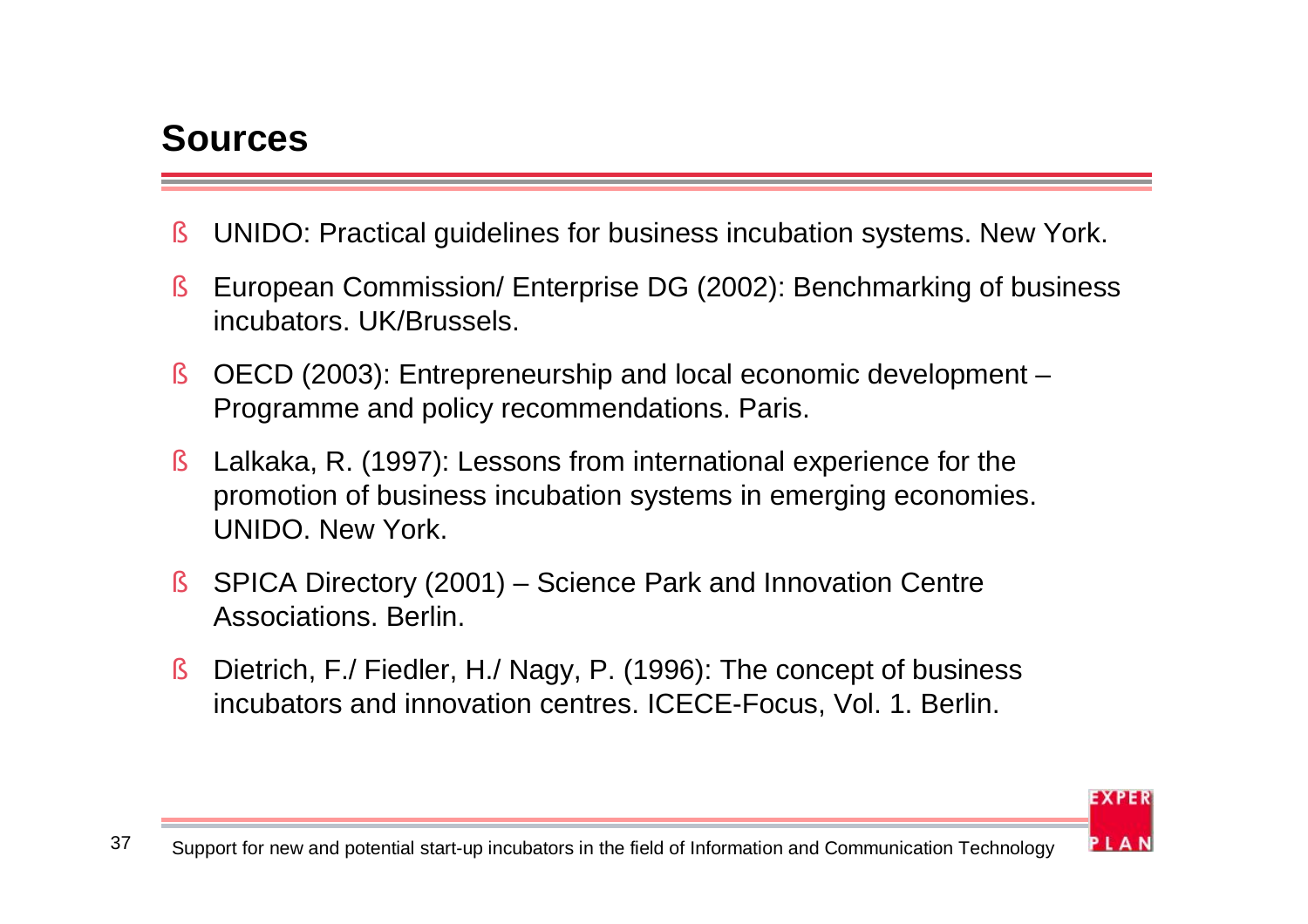## Sources

- UNIDO: Practical guidelines for business incubation systems. New York.
- European Commission/ Enterprise DG (2002): Benchmarking of business incubators. UK/Brussels.
- OECD (2003): Entrepreneurship and local economic development – Programme and policy recommendations. Paris.
- Lalkaka, R. (1997): Lessons from international experience for the promotion of business incubation systems in emerging economies. UNIDO. New York.
- SPICA Directory (2001) – Science Park and Innovation Centre Associations. Berlin.
- Dietrich, F./ Fiedler, H./ Nagy, P. (1996): The concept of business incubators and innovation centres. ICECE-Focus, Vol. 1. Berlin.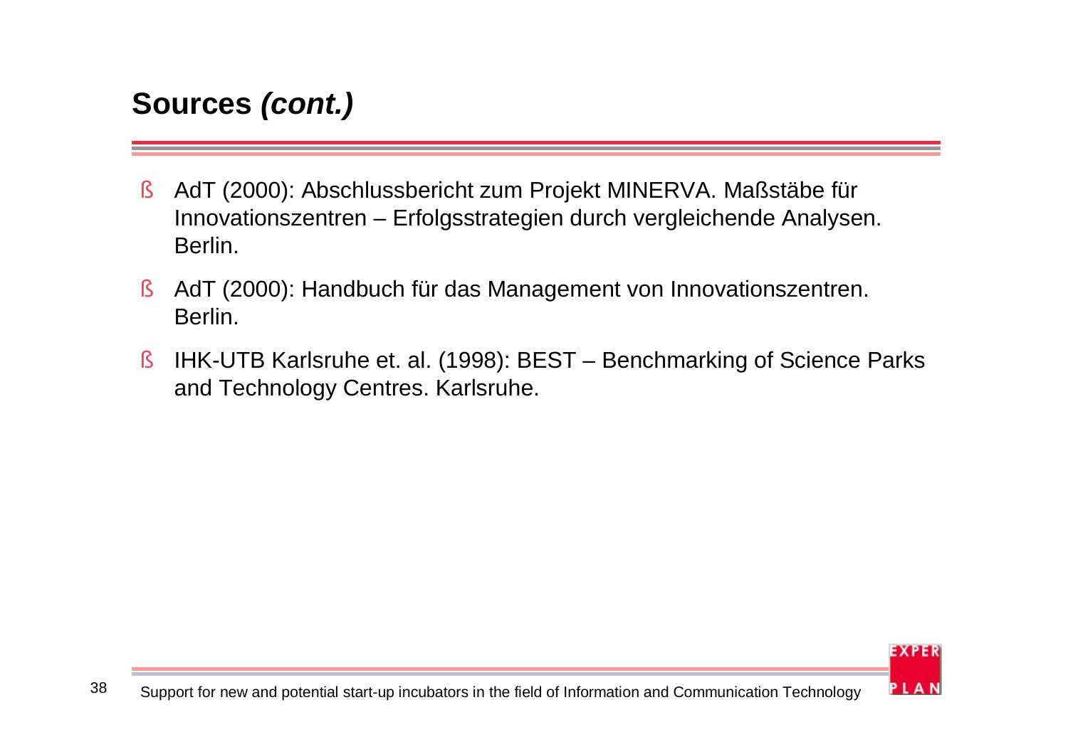## Sources *(cont.)*

- AdT (2000): Abschlussbericht zum Projekt MINERVA. Maßstäbe für Innovationszentren – Erfolgsstrategien durch vergleichende Analysen. Berlin.
- AdT (2000): Handbuch für das Management von Innovationszentren. Berlin.
- IHK-UTB Karlsruhe et. al. (1998): BEST – Benchmarking of Science Parks and Technology Centres. Karlsruhe.